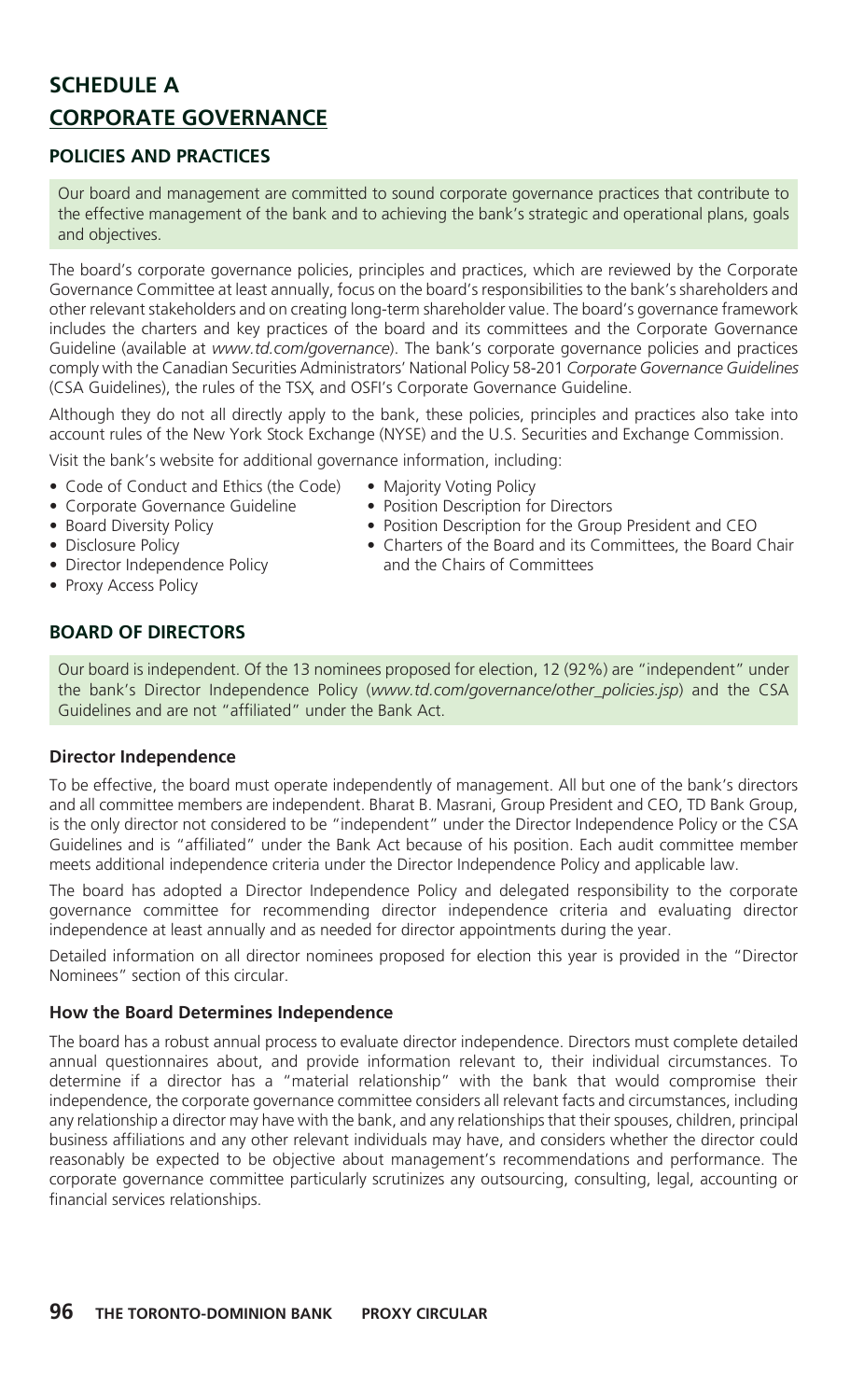# SCHEDULE A

## CORPORATE GOVERNANCE

### POLICIES AND PRACTICES

Our board and management are committed to sound corporate governance practices that contribute to the effective management of the bank and to achieving the bank's strategic and operational plans, goals and objectives.

The board's corporate governance policies, principles and practices, which are reviewed by the Corporate Governance Committee at least annually, focus on the board's responsibilities to the bank's shareholders and other relevant stakeholders and on creating long-term shareholder value. The board's governance framework includes the charters and key practices of the board and its committees and the Corporate Governance Guideline (available at *www.td.com/governance*). The bank's corporate governance policies and practices comply with the Canadian Securities Administrators' National Policy 58-201 *Corporate Governance Guidelines* (CSA Guidelines), the rules of the TSX, and OSFI's Corporate Governance Guideline.

Although they do not all directly apply to the bank, these policies, principles and practices also take into account rules of the New York Stock Exchange (NYSE) and the U.S. Securities and Exchange Commission.

Visit the bank's website for additional governance information, including:

- Code of Conduct and Ethics (the Code)
- Corporate Governance Guideline
- Board Diversity Policy
- Disclosure Policy
- Director Independence Policy
- Proxy Access Policy
- Majority Voting Policy
- Position Description for Directors
- Position Description for the Group President and CEO
- Charters of the Board and its Committees, the Board Chair and the Chairs of Committees

### BOARD OF DIRECTORS

Our board is independent. Of the 13 nominees proposed for election, 12 (92%) are "independent" under the bank's Director Independence Policy (*www.td.com/governance/other_policies.jsp*) and the CSA Guidelines and are not "affiliated" under the Bank Act.

#### Director Independence

To be effective, the board must operate independently of management. All but one of the bank's directors and all committee members are independent. Bharat B. Masrani, Group President and CEO, TD Bank Group, is the only director not considered to be "independent" under the Director Independence Policy or the CSA Guidelines and is "affiliated" under the Bank Act because of his position. Each audit committee member meets additional independence criteria under the Director Independence Policy and applicable law.

The board has adopted a Director Independence Policy and delegated responsibility to the corporate governance committee for recommending director independence criteria and evaluating director independence at least annually and as needed for director appointments during the year.

Detailed information on all director nominees proposed for election this year is provided in the "Director Nominees" section of this circular.

#### How the Board Determines Independence

The board has a robust annual process to evaluate director independence. Directors must complete detailed annual questionnaires about, and provide information relevant to, their individual circumstances. To determine if a director has a "material relationship" with the bank that would compromise their independence, the corporate governance committee considers all relevant facts and circumstances, including any relationship a director may have with the bank, and any relationships that their spouses, children, principal business affiliations and any other relevant individuals may have, and considers whether the director could reasonably be expected to be objective about management's recommendations and performance. The corporate governance committee particularly scrutinizes any outsourcing, consulting, legal, accounting or financial services relationships.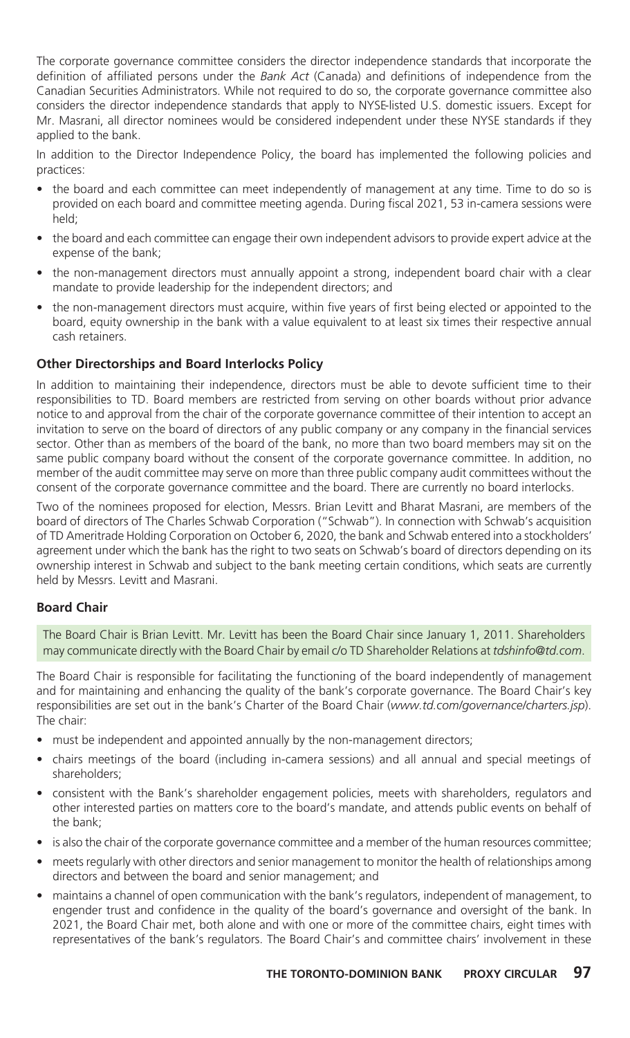The corporate governance committee considers the director independence standards that incorporate the definition of affiliated persons under the *Bank Act* (Canada) and definitions of independence from the Canadian Securities Administrators. While not required to do so, the corporate governance committee also considers the director independence standards that apply to NYSE-listed U.S. domestic issuers. Except for Mr. Masrani, all director nominees would be considered independent under these NYSE standards if they applied to the bank.

In addition to the Director Independence Policy, the board has implemented the following policies and practices:

- the board and each committee can meet independently of management at any time. Time to do so is provided on each board and committee meeting agenda. During fiscal 2021, 53 in-camera sessions were held;
- the board and each committee can engage their own independent advisors to provide expert advice at the expense of the bank;
- the non-management directors must annually appoint a strong, independent board chair with a clear mandate to provide leadership for the independent directors; and
- the non-management directors must acquire, within five years of first being elected or appointed to the board, equity ownership in the bank with a value equivalent to at least six times their respective annual cash retainers.

### Other Directorships and Board Interlocks Policy

In addition to maintaining their independence, directors must be able to devote sufficient time to their responsibilities to TD. Board members are restricted from serving on other boards without prior advance notice to and approval from the chair of the corporate governance committee of their intention to accept an invitation to serve on the board of directors of any public company or any company in the financial services sector. Other than as members of the board of the bank, no more than two board members may sit on the same public company board without the consent of the corporate governance committee. In addition, no member of the audit committee may serve on more than three public company audit committees without the consent of the corporate governance committee and the board. There are currently no board interlocks.

Two of the nominees proposed for election, Messrs. Brian Levitt and Bharat Masrani, are members of the board of directors of The Charles Schwab Corporation ("Schwab"). In connection with Schwab's acquisition of TD Ameritrade Holding Corporation on October 6, 2020, the bank and Schwab entered into a stockholders' agreement under which the bank has the right to two seats on Schwab's board of directors depending on its ownership interest in Schwab and subject to the bank meeting certain conditions, which seats are currently held by Messrs. Levitt and Masrani.

### Board Chair

The Board Chair is Brian Levitt. Mr. Levitt has been the Board Chair since January 1, 2011. Shareholders may communicate directly with the Board Chair by email c/o TD Shareholder Relations at *tdshinfo@td.com*.

The Board Chair is responsible for facilitating the functioning of the board independently of management and for maintaining and enhancing the quality of the bank's corporate governance. The Board Chair's key responsibilities are set out in the bank's Charter of the Board Chair (*www.td.com/governance/charters.jsp*). The chair:

- must be independent and appointed annually by the non-management directors;
- chairs meetings of the board (including in-camera sessions) and all annual and special meetings of shareholders;
- consistent with the Bank's shareholder engagement policies, meets with shareholders, regulators and other interested parties on matters core to the board's mandate, and attends public events on behalf of the bank;
- is also the chair of the corporate governance committee and a member of the human resources committee;
- meets regularly with other directors and senior management to monitor the health of relationships among directors and between the board and senior management; and
- maintains a channel of open communication with the bank's regulators, independent of management, to engender trust and confidence in the quality of the board's governance and oversight of the bank. In 2021, the Board Chair met, both alone and with one or more of the committee chairs, eight times with representatives of the bank's regulators. The Board Chair's and committee chairs' involvement in these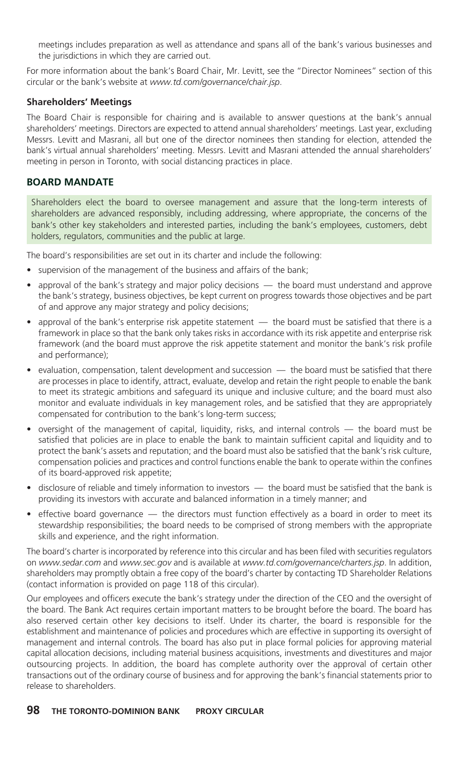meetings includes preparation as well as attendance and spans all of the bank's various businesses and the jurisdictions in which they are carried out.

For more information about the bank's Board Chair, Mr. Levitt, see the "Director Nominees" section of this circular or the bank's website at *www.td.com/governance/chair.jsp*.

### Shareholders' Meetings

The Board Chair is responsible for chairing and is available to answer questions at the bank's annual shareholders' meetings. Directors are expected to attend annual shareholders' meetings. Last year, excluding Messrs. Levitt and Masrani, all but one of the director nominees then standing for election, attended the bank's virtual annual shareholders' meeting. Messrs. Levitt and Masrani attended the annual shareholders' meeting in person in Toronto, with social distancing practices in place.

## BOARD MANDATE

Shareholders elect the board to oversee management and assure that the long-term interests of shareholders are advanced responsibly, including addressing, where appropriate, the concerns of the bank's other key stakeholders and interested parties, including the bank's employees, customers, debt holders, regulators, communities and the public at large.

The board's responsibilities are set out in its charter and include the following:

- supervision of the management of the business and affairs of the bank;
- approval of the bank's strategy and major policy decisions — the board must understand and approve the bank's strategy, business objectives, be kept current on progress towards those objectives and be part of and approve any major strategy and policy decisions;
- approval of the bank's enterprise risk appetite statement — the board must be satisfied that there is a framework in place so that the bank only takes risks in accordance with its risk appetite and enterprise risk framework (and the board must approve the risk appetite statement and monitor the bank's risk profile and performance);
- evaluation, compensation, talent development and succession — the board must be satisfied that there are processes in place to identify, attract, evaluate, develop and retain the right people to enable the bank to meet its strategic ambitions and safeguard its unique and inclusive culture; and the board must also monitor and evaluate individuals in key management roles, and be satisfied that they are appropriately compensated for contribution to the bank's long-term success;
- oversight of the management of capital, liquidity, risks, and internal controls — the board must be satisfied that policies are in place to enable the bank to maintain sufficient capital and liquidity and to protect the bank's assets and reputation; and the board must also be satisfied that the bank's risk culture, compensation policies and practices and control functions enable the bank to operate within the confines of its board-approved risk appetite;
- disclosure of reliable and timely information to investors — the board must be satisfied that the bank is providing its investors with accurate and balanced information in a timely manner; and
- effective board governance — the directors must function effectively as a board in order to meet its stewardship responsibilities; the board needs to be comprised of strong members with the appropriate skills and experience, and the right information.

The board's charter is incorporated by reference into this circular and has been filed with securities regulators on *www.sedar.com* and *www.sec.gov* and is available at *www.td.com/governance/charters.jsp*. In addition, shareholders may promptly obtain a free copy of the board's charter by contacting TD Shareholder Relations (contact information is provided on page 118 of this circular).

Our employees and officers execute the bank's strategy under the direction of the CEO and the oversight of the board. The Bank Act requires certain important matters to be brought before the board. The board has also reserved certain other key decisions to itself. Under its charter, the board is responsible for the establishment and maintenance of policies and procedures which are effective in supporting its oversight of management and internal controls. The board has also put in place formal policies for approving material capital allocation decisions, including material business acquisitions, investments and divestitures and major outsourcing projects. In addition, the board has complete authority over the approval of certain other transactions out of the ordinary course of business and for approving the bank's financial statements prior to release to shareholders.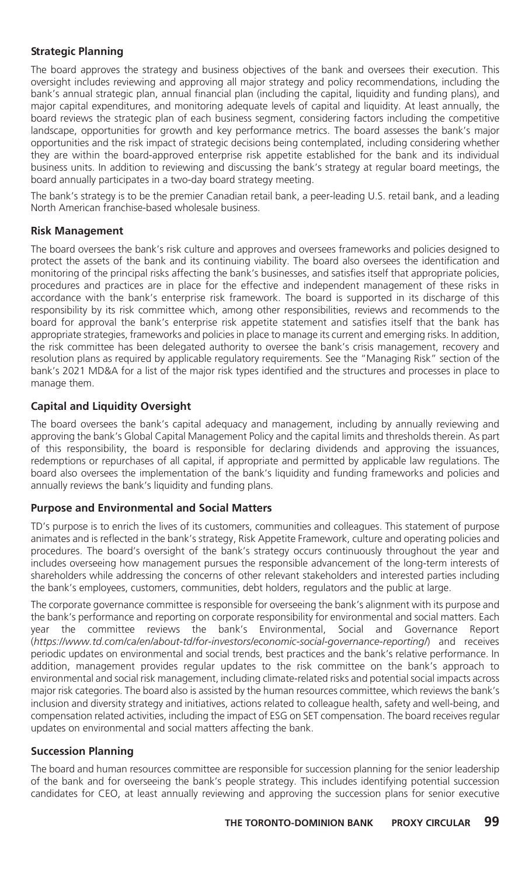### Strategic Planning

The board approves the strategy and business objectives of the bank and oversees their execution. This oversight includes reviewing and approving all major strategy and policy recommendations, including the bank's annual strategic plan, annual financial plan (including the capital, liquidity and funding plans), and major capital expenditures, and monitoring adequate levels of capital and liquidity. At least annually, the board reviews the strategic plan of each business segment, considering factors including the competitive landscape, opportunities for growth and key performance metrics. The board assesses the bank's major opportunities and the risk impact of strategic decisions being contemplated, including considering whether they are within the board-approved enterprise risk appetite established for the bank and its individual business units. In addition to reviewing and discussing the bank's strategy at regular board meetings, the board annually participates in a two-day board strategy meeting.

The bank's strategy is to be the premier Canadian retail bank, a peer-leading U.S. retail bank, and a leading North American franchise-based wholesale business.

### Risk Management

The board oversees the bank's risk culture and approves and oversees frameworks and policies designed to protect the assets of the bank and its continuing viability. The board also oversees the identification and monitoring of the principal risks affecting the bank's businesses, and satisfies itself that appropriate policies, procedures and practices are in place for the effective and independent management of these risks in accordance with the bank's enterprise risk framework. The board is supported in its discharge of this responsibility by its risk committee which, among other responsibilities, reviews and recommends to the board for approval the bank's enterprise risk appetite statement and satisfies itself that the bank has appropriate strategies, frameworks and policies in place to manage its current and emerging risks. In addition, the risk committee has been delegated authority to oversee the bank's crisis management, recovery and resolution plans as required by applicable regulatory requirements. See the "Managing Risk" section of the bank's 2021 MD&A for a list of the major risk types identified and the structures and processes in place to manage them.

### Capital and Liquidity Oversight

The board oversees the bank's capital adequacy and management, including by annually reviewing and approving the bank's Global Capital Management Policy and the capital limits and thresholds therein. As part of this responsibility, the board is responsible for declaring dividends and approving the issuances, redemptions or repurchases of all capital, if appropriate and permitted by applicable law regulations. The board also oversees the implementation of the bank's liquidity and funding frameworks and policies and annually reviews the bank's liquidity and funding plans.

### Purpose and Environmental and Social Matters

TD's purpose is to enrich the lives of its customers, communities and colleagues. This statement of purpose animates and is reflected in the bank's strategy, Risk Appetite Framework, culture and operating policies and procedures. The board's oversight of the bank's strategy occurs continuously throughout the year and includes overseeing how management pursues the responsible advancement of the long-term interests of shareholders while addressing the concerns of other relevant stakeholders and interested parties including the bank's employees, customers, communities, debt holders, regulators and the public at large.

The corporate governance committee is responsible for overseeing the bank's alignment with its purpose and the bank's performance and reporting on corporate responsibility for environmental and social matters. Each year the committee reviews the bank's Environmental, Social and Governance Report (*https://www.td.com/ca/en/about-td/for-investors/economic-social-governance-reporting/*) and receives periodic updates on environmental and social trends, best practices and the bank's relative performance. In addition, management provides regular updates to the risk committee on the bank's approach to environmental and social risk management, including climate-related risks and potential social impacts across major risk categories. The board also is assisted by the human resources committee, which reviews the bank's inclusion and diversity strategy and initiatives, actions related to colleague health, safety and well-being, and compensation related activities, including the impact of ESG on SET compensation. The board receives regular updates on environmental and social matters affecting the bank.

### Succession Planning

The board and human resources committee are responsible for succession planning for the senior leadership of the bank and for overseeing the bank's people strategy. This includes identifying potential succession candidates for CEO, at least annually reviewing and approving the succession plans for senior executive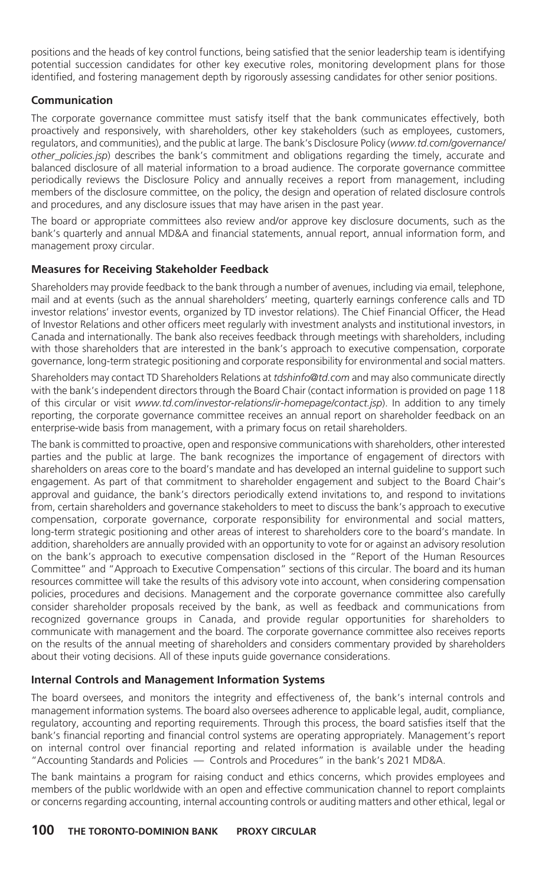positions and the heads of key control functions, being satisfied that the senior leadership team is identifying potential succession candidates for other key executive roles, monitoring development plans for those identified, and fostering management depth by rigorously assessing candidates for other senior positions.

### Communication

The corporate governance committee must satisfy itself that the bank communicates effectively, both proactively and responsively, with shareholders, other key stakeholders (such as employees, customers, regulators, and communities), and the public at large. The bank's Disclosure Policy (*www.td.com/governance/other_policies.jsp*) describes the bank's commitment and obligations regarding the timely, accurate and balanced disclosure of all material information to a broad audience. The corporate governance committee periodically reviews the Disclosure Policy and annually receives a report from management, including members of the disclosure committee, on the policy, the design and operation of related disclosure controls and procedures, and any disclosure issues that may have arisen in the past year.

The board or appropriate committees also review and/or approve key disclosure documents, such as the bank's quarterly and annual MD&A and financial statements, annual report, annual information form, and management proxy circular.

### Measures for Receiving Stakeholder Feedback

Shareholders may provide feedback to the bank through a number of avenues, including via email, telephone, mail and at events (such as the annual shareholders' meeting, quarterly earnings conference calls and TD investor relations' investor events, organized by TD investor relations). The Chief Financial Officer, the Head of Investor Relations and other officers meet regularly with investment analysts and institutional investors, in Canada and internationally. The bank also receives feedback through meetings with shareholders, including with those shareholders that are interested in the bank's approach to executive compensation, corporate governance, long-term strategic positioning and corporate responsibility for environmental and social matters.

Shareholders may contact TD Shareholders Relations at *tdshinfo@td.com* and may also communicate directly with the bank's independent directors through the Board Chair (contact information is provided on page 118 of this circular or visit *www.td.com/investor-relations/ir-homepage/contact.jsp*). In addition to any timely reporting, the corporate governance committee receives an annual report on shareholder feedback on an enterprise-wide basis from management, with a primary focus on retail shareholders.

The bank is committed to proactive, open and responsive communications with shareholders, other interested parties and the public at large. The bank recognizes the importance of engagement of directors with shareholders on areas core to the board's mandate and has developed an internal guideline to support such engagement. As part of that commitment to shareholder engagement and subject to the Board Chair's approval and guidance, the bank's directors periodically extend invitations to, and respond to invitations from, certain shareholders and governance stakeholders to meet to discuss the bank's approach to executive compensation, corporate governance, corporate responsibility for environmental and social matters, long-term strategic positioning and other areas of interest to shareholders core to the board's mandate. In addition, shareholders are annually provided with an opportunity to vote for or against an advisory resolution on the bank's approach to executive compensation disclosed in the "Report of the Human Resources Committee" and "Approach to Executive Compensation" sections of this circular. The board and its human resources committee will take the results of this advisory vote into account, when considering compensation policies, procedures and decisions. Management and the corporate governance committee also carefully consider shareholder proposals received by the bank, as well as feedback and communications from recognized governance groups in Canada, and provide regular opportunities for shareholders to communicate with management and the board. The corporate governance committee also receives reports on the results of the annual meeting of shareholders and considers commentary provided by shareholders about their voting decisions. All of these inputs guide governance considerations.

### Internal Controls and Management Information Systems

The board oversees, and monitors the integrity and effectiveness of, the bank's internal controls and management information systems. The board also oversees adherence to applicable legal, audit, compliance, regulatory, accounting and reporting requirements. Through this process, the board satisfies itself that the bank's financial reporting and financial control systems are operating appropriately. Management's report on internal control over financial reporting and related information is available under the heading "Accounting Standards and Policies — Controls and Procedures" in the bank's 2021 MD&A.

The bank maintains a program for raising conduct and ethics concerns, which provides employees and members of the public worldwide with an open and effective communication channel to report complaints or concerns regarding accounting, internal accounting controls or auditing matters and other ethical, legal or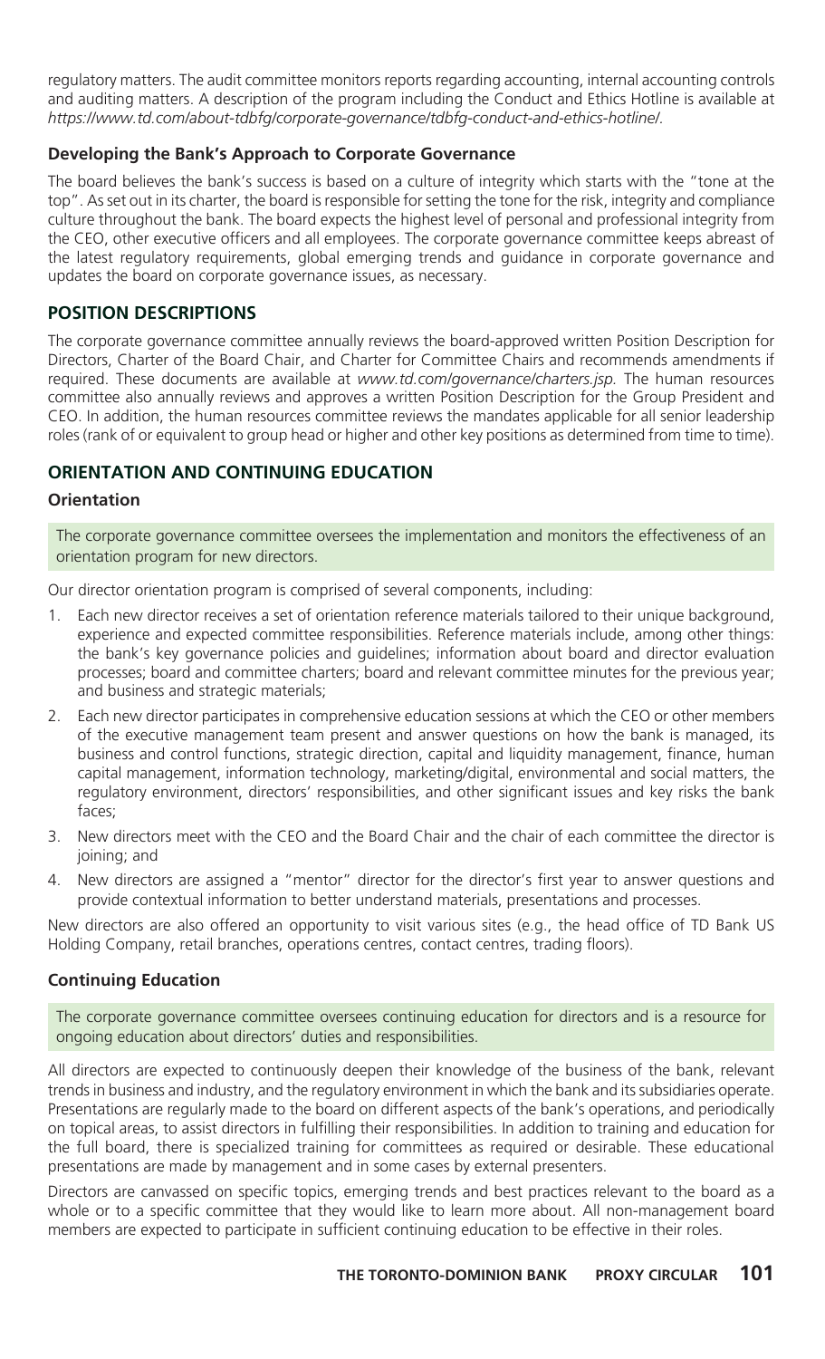regulatory matters. The audit committee monitors reports regarding accounting, internal accounting controls and auditing matters. A description of the program including the Conduct and Ethics Hotline is available at *https://www.td.com/about-tdbfg/corporate-governance/tdbfg-conduct-and-ethics-hotline/*.

### Developing the Bank's Approach to Corporate Governance

The board believes the bank's success is based on a culture of integrity which starts with the "tone at the top". As set out in its charter, the board is responsible for setting the tone for the risk, integrity and compliance culture throughout the bank. The board expects the highest level of personal and professional integrity from the CEO, other executive officers and all employees. The corporate governance committee keeps abreast of the latest regulatory requirements, global emerging trends and guidance in corporate governance and updates the board on corporate governance issues, as necessary.

## POSITION DESCRIPTIONS

The corporate governance committee annually reviews the board-approved written Position Description for Directors, Charter of the Board Chair, and Charter for Committee Chairs and recommends amendments if required. These documents are available at *www.td.com/governance/charters.jsp.* The human resources committee also annually reviews and approves a written Position Description for the Group President and CEO. In addition, the human resources committee reviews the mandates applicable for all senior leadership roles (rank of or equivalent to group head or higher and other key positions as determined from time to time).

## ORIENTATION AND CONTINUING EDUCATION

### Orientation

The corporate governance committee oversees the implementation and monitors the effectiveness of an orientation program for new directors.

Our director orientation program is comprised of several components, including:

1. Each new director receives a set of orientation reference materials tailored to their unique background, experience and expected committee responsibilities. Reference materials include, among other things: the bank's key governance policies and guidelines; information about board and director evaluation processes; board and committee charters; board and relevant committee minutes for the previous year; and business and strategic materials;
2. Each new director participates in comprehensive education sessions at which the CEO or other members of the executive management team present and answer questions on how the bank is managed, its business and control functions, strategic direction, capital and liquidity management, finance, human capital management, information technology, marketing/digital, environmental and social matters, the regulatory environment, directors' responsibilities, and other significant issues and key risks the bank faces;
3. New directors meet with the CEO and the Board Chair and the chair of each committee the director is joining; and
4. New directors are assigned a "mentor" director for the director's first year to answer questions and provide contextual information to better understand materials, presentations and processes.

New directors are also offered an opportunity to visit various sites (e.g., the head office of TD Bank US Holding Company, retail branches, operations centres, contact centres, trading floors).

### Continuing Education

The corporate governance committee oversees continuing education for directors and is a resource for ongoing education about directors' duties and responsibilities.

All directors are expected to continuously deepen their knowledge of the business of the bank, relevant trends in business and industry, and the regulatory environment in which the bank and its subsidiaries operate. Presentations are regularly made to the board on different aspects of the bank's operations, and periodically on topical areas, to assist directors in fulfilling their responsibilities. In addition to training and education for the full board, there is specialized training for committees as required or desirable. These educational presentations are made by management and in some cases by external presenters.

Directors are canvassed on specific topics, emerging trends and best practices relevant to the board as a whole or to a specific committee that they would like to learn more about. All non-management board members are expected to participate in sufficient continuing education to be effective in their roles.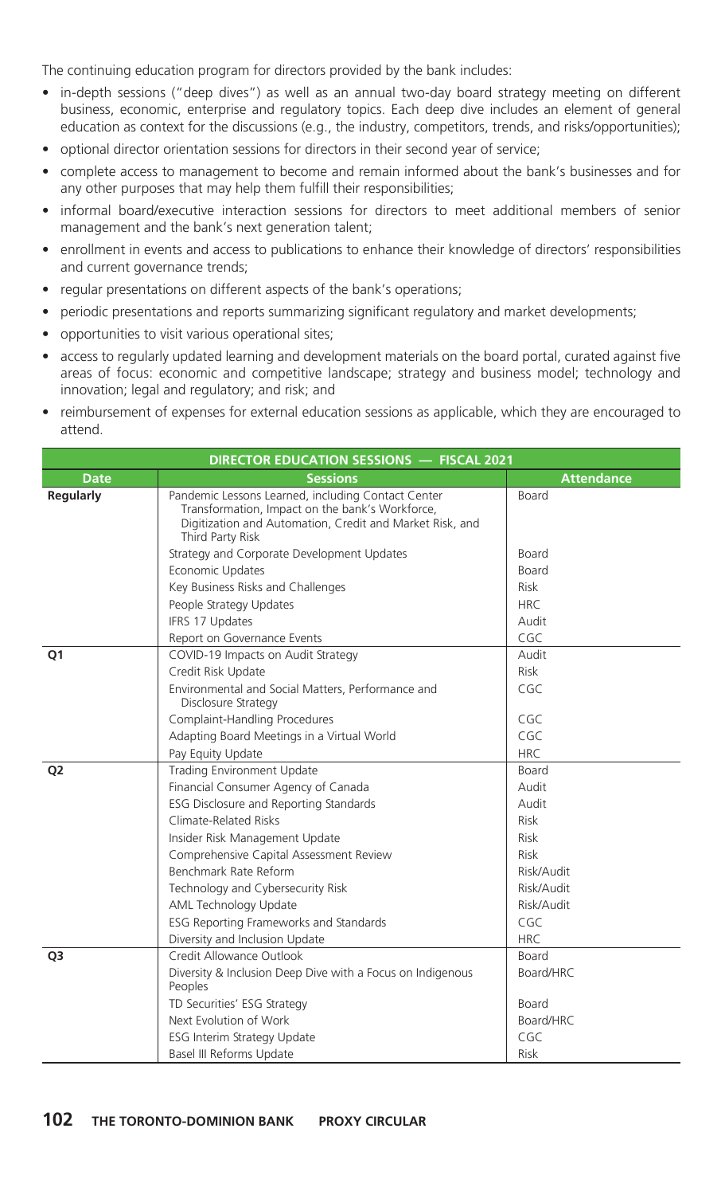The continuing education program for directors provided by the bank includes:

- in-depth sessions ("deep dives") as well as an annual two-day board strategy meeting on different business, economic, enterprise and regulatory topics. Each deep dive includes an element of general education as context for the discussions (e.g., the industry, competitors, trends, and risks/opportunities);
- optional director orientation sessions for directors in their second year of service;
- complete access to management to become and remain informed about the bank's businesses and for any other purposes that may help them fulfill their responsibilities;
- informal board/executive interaction sessions for directors to meet additional members of senior management and the bank's next generation talent;
- enrollment in events and access to publications to enhance their knowledge of directors' responsibilities and current governance trends;
- regular presentations on different aspects of the bank's operations;
- periodic presentations and reports summarizing significant regulatory and market developments;
- opportunities to visit various operational sites;
- access to regularly updated learning and development materials on the board portal, curated against five areas of focus: economic and competitive landscape; strategy and business model; technology and innovation; legal and regulatory; and risk; and
- reimbursement of expenses for external education sessions as applicable, which they are encouraged to attend.

**DIRECTOR EDUCATION SESSIONS — FISCAL 2021**

| Date | Sessions | Attendance |
|---|---|---|
| **Regularly** | Pandemic Lessons Learned, including Contact Center Transformation, Impact on the bank's Workforce, Digitization and Automation, Credit and Market Risk, and Third Party Risk | Board |
| | Strategy and Corporate Development Updates | Board |
| | Economic Updates | Board |
| | Key Business Risks and Challenges | Risk |
| | People Strategy Updates | HRC |
| | IFRS 17 Updates | Audit |
| | Report on Governance Events | CGC |
| **Q1** | COVID-19 Impacts on Audit Strategy | Audit |
| | Credit Risk Update | Risk |
| | Environmental and Social Matters, Performance and Disclosure Strategy | CGC |
| | Complaint-Handling Procedures | CGC |
| | Adapting Board Meetings in a Virtual World | CGC |
| | Pay Equity Update | HRC |
| **Q2** | Trading Environment Update | Board |
| | Financial Consumer Agency of Canada | Audit |
| | ESG Disclosure and Reporting Standards | Audit |
| | Climate-Related Risks | Risk |
| | Insider Risk Management Update | Risk |
| | Comprehensive Capital Assessment Review | Risk |
| | Benchmark Rate Reform | Risk/Audit |
| | Technology and Cybersecurity Risk | Risk/Audit |
| | AML Technology Update | Risk/Audit |
| | ESG Reporting Frameworks and Standards | CGC |
| | Diversity and Inclusion Update | HRC |
| **Q3** | Credit Allowance Outlook | Board |
| | Diversity & Inclusion Deep Dive with a Focus on Indigenous Peoples | Board/HRC |
| | TD Securities' ESG Strategy | Board |
| | Next Evolution of Work | Board/HRC |
| | ESG Interim Strategy Update | CGC |
| | Basel III Reforms Update | Risk |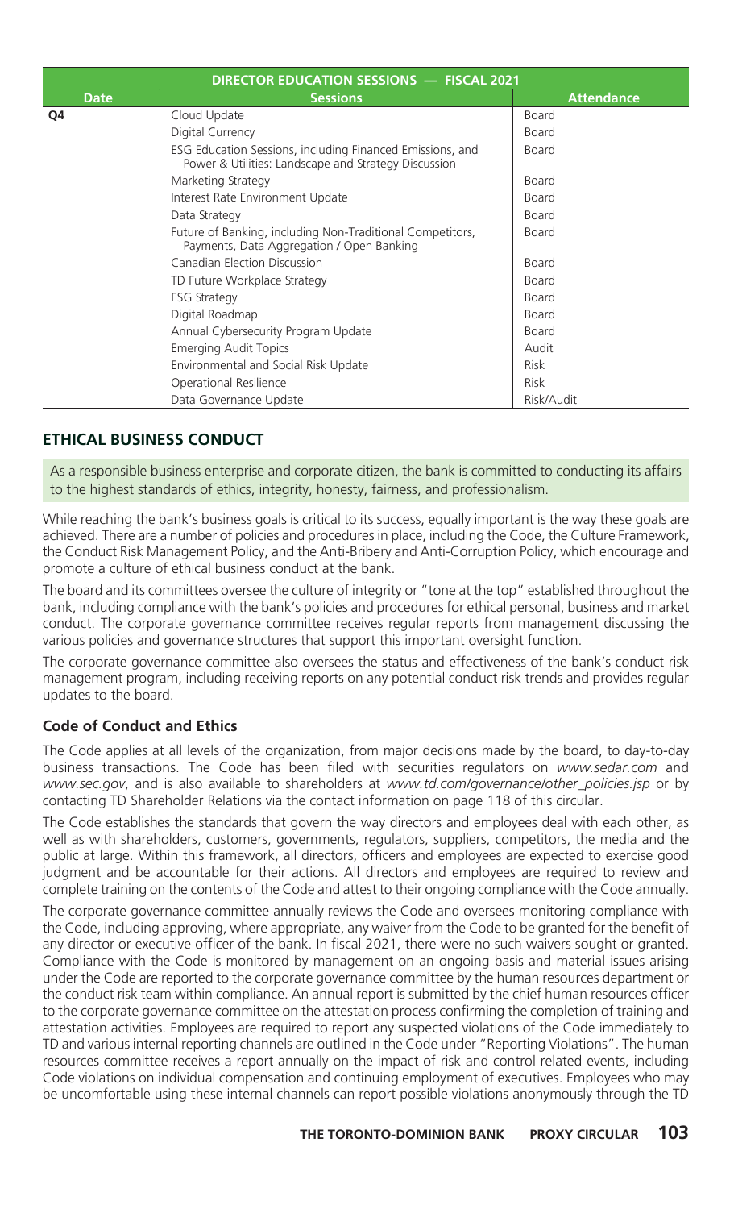| DIRECTOR EDUCATION SESSIONS — FISCAL 2021 | | |
|---|---|---|
| **Date** | **Sessions** | **Attendance** |
| Q4 | Cloud Update | Board |
| | Digital Currency | Board |
| | ESG Education Sessions, including Financed Emissions, and Power & Utilities: Landscape and Strategy Discussion | Board |
| | Marketing Strategy | Board |
| | Interest Rate Environment Update | Board |
| | Data Strategy | Board |
| | Future of Banking, including Non-Traditional Competitors, Payments, Data Aggregation / Open Banking | Board |
| | Canadian Election Discussion | Board |
| | TD Future Workplace Strategy | Board |
| | ESG Strategy | Board |
| | Digital Roadmap | Board |
| | Annual Cybersecurity Program Update | Board |
| | Emerging Audit Topics | Audit |
| | Environmental and Social Risk Update | Risk |
| | Operational Resilience | Risk |
| | Data Governance Update | Risk/Audit |

## ETHICAL BUSINESS CONDUCT

As a responsible business enterprise and corporate citizen, the bank is committed to conducting its affairs to the highest standards of ethics, integrity, honesty, fairness, and professionalism.

While reaching the bank's business goals is critical to its success, equally important is the way these goals are achieved. There are a number of policies and procedures in place, including the Code, the Culture Framework, the Conduct Risk Management Policy, and the Anti-Bribery and Anti-Corruption Policy, which encourage and promote a culture of ethical business conduct at the bank.

The board and its committees oversee the culture of integrity or "tone at the top" established throughout the bank, including compliance with the bank's policies and procedures for ethical personal, business and market conduct. The corporate governance committee receives regular reports from management discussing the various policies and governance structures that support this important oversight function.

The corporate governance committee also oversees the status and effectiveness of the bank's conduct risk management program, including receiving reports on any potential conduct risk trends and provides regular updates to the board.

### Code of Conduct and Ethics

The Code applies at all levels of the organization, from major decisions made by the board, to day-to-day business transactions. The Code has been filed with securities regulators on *www.sedar.com* and *www.sec.gov*, and is also available to shareholders at *www.td.com/governance/other_policies.jsp* or by contacting TD Shareholder Relations via the contact information on page 118 of this circular.

The Code establishes the standards that govern the way directors and employees deal with each other, as well as with shareholders, customers, governments, regulators, suppliers, competitors, the media and the public at large. Within this framework, all directors, officers and employees are expected to exercise good judgment and be accountable for their actions. All directors and employees are required to review and complete training on the contents of the Code and attest to their ongoing compliance with the Code annually.

The corporate governance committee annually reviews the Code and oversees monitoring compliance with the Code, including approving, where appropriate, any waiver from the Code to be granted for the benefit of any director or executive officer of the bank. In fiscal 2021, there were no such waivers sought or granted. Compliance with the Code is monitored by management on an ongoing basis and material issues arising under the Code are reported to the corporate governance committee by the human resources department or the conduct risk team within compliance. An annual report is submitted by the chief human resources officer to the corporate governance committee on the attestation process confirming the completion of training and attestation activities. Employees are required to report any suspected violations of the Code immediately to TD and various internal reporting channels are outlined in the Code under "Reporting Violations". The human resources committee receives a report annually on the impact of risk and control related events, including Code violations on individual compensation and continuing employment of executives. Employees who may be uncomfortable using these internal channels can report possible violations anonymously through the TD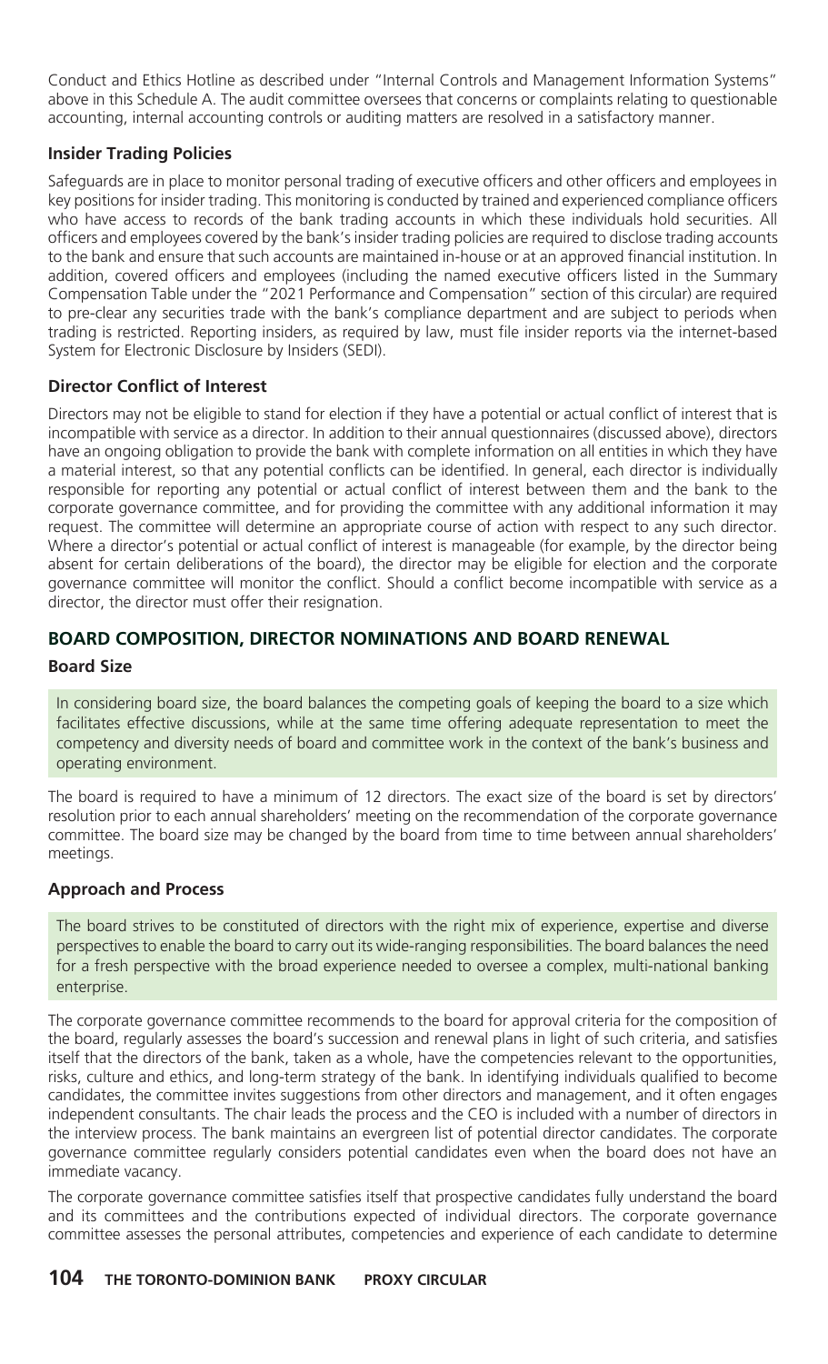Conduct and Ethics Hotline as described under "Internal Controls and Management Information Systems" above in this Schedule A. The audit committee oversees that concerns or complaints relating to questionable accounting, internal accounting controls or auditing matters are resolved in a satisfactory manner.

### Insider Trading Policies

Safeguards are in place to monitor personal trading of executive officers and other officers and employees in key positions for insider trading. This monitoring is conducted by trained and experienced compliance officers who have access to records of the bank trading accounts in which these individuals hold securities. All officers and employees covered by the bank's insider trading policies are required to disclose trading accounts to the bank and ensure that such accounts are maintained in-house or at an approved financial institution. In addition, covered officers and employees (including the named executive officers listed in the Summary Compensation Table under the "2021 Performance and Compensation" section of this circular) are required to pre-clear any securities trade with the bank's compliance department and are subject to periods when trading is restricted. Reporting insiders, as required by law, must file insider reports via the internet-based System for Electronic Disclosure by Insiders (SEDI).

### Director Conflict of Interest

Directors may not be eligible to stand for election if they have a potential or actual conflict of interest that is incompatible with service as a director. In addition to their annual questionnaires (discussed above), directors have an ongoing obligation to provide the bank with complete information on all entities in which they have a material interest, so that any potential conflicts can be identified. In general, each director is individually responsible for reporting any potential or actual conflict of interest between them and the bank to the corporate governance committee, and for providing the committee with any additional information it may request. The committee will determine an appropriate course of action with respect to any such director. Where a director's potential or actual conflict of interest is manageable (for example, by the director being absent for certain deliberations of the board), the director may be eligible for election and the corporate governance committee will monitor the conflict. Should a conflict become incompatible with service as a director, the director must offer their resignation.

## BOARD COMPOSITION, DIRECTOR NOMINATIONS AND BOARD RENEWAL

### Board Size

In considering board size, the board balances the competing goals of keeping the board to a size which facilitates effective discussions, while at the same time offering adequate representation to meet the competency and diversity needs of board and committee work in the context of the bank's business and operating environment.

The board is required to have a minimum of 12 directors. The exact size of the board is set by directors' resolution prior to each annual shareholders' meeting on the recommendation of the corporate governance committee. The board size may be changed by the board from time to time between annual shareholders' meetings.

### Approach and Process

The board strives to be constituted of directors with the right mix of experience, expertise and diverse perspectives to enable the board to carry out its wide-ranging responsibilities. The board balances the need for a fresh perspective with the broad experience needed to oversee a complex, multi-national banking enterprise.

The corporate governance committee recommends to the board for approval criteria for the composition of the board, regularly assesses the board's succession and renewal plans in light of such criteria, and satisfies itself that the directors of the bank, taken as a whole, have the competencies relevant to the opportunities, risks, culture and ethics, and long-term strategy of the bank. In identifying individuals qualified to become candidates, the committee invites suggestions from other directors and management, and it often engages independent consultants. The chair leads the process and the CEO is included with a number of directors in the interview process. The bank maintains an evergreen list of potential director candidates. The corporate governance committee regularly considers potential candidates even when the board does not have an immediate vacancy.

The corporate governance committee satisfies itself that prospective candidates fully understand the board and its committees and the contributions expected of individual directors. The corporate governance committee assesses the personal attributes, competencies and experience of each candidate to determine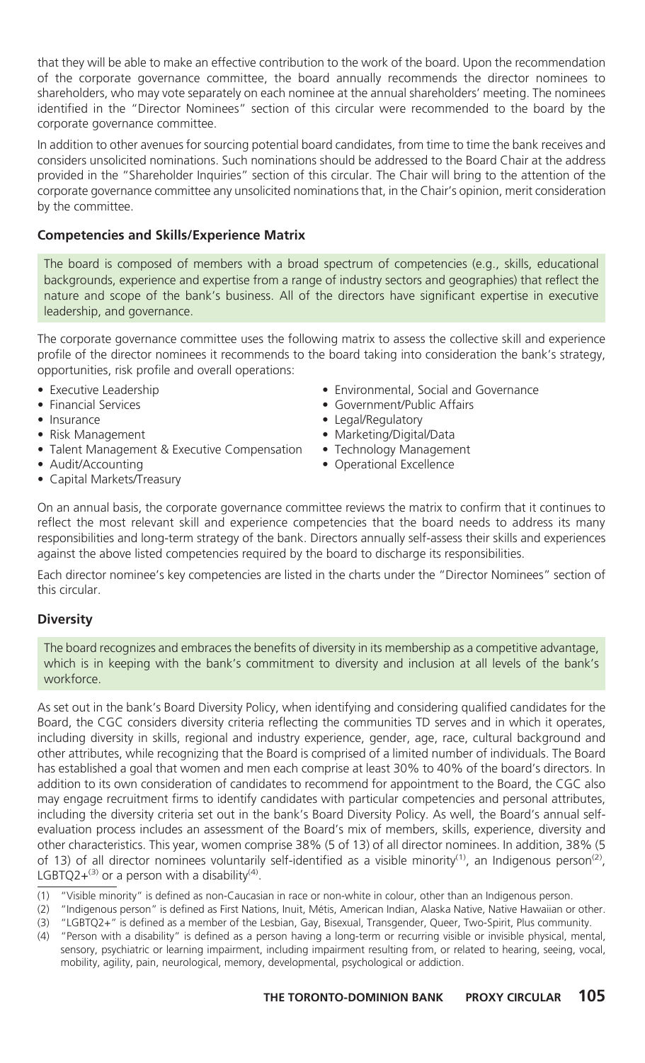that they will be able to make an effective contribution to the work of the board. Upon the recommendation of the corporate governance committee, the board annually recommends the director nominees to shareholders, who may vote separately on each nominee at the annual shareholders' meeting. The nominees identified in the "Director Nominees" section of this circular were recommended to the board by the corporate governance committee.

In addition to other avenues for sourcing potential board candidates, from time to time the bank receives and considers unsolicited nominations. Such nominations should be addressed to the Board Chair at the address provided in the "Shareholder Inquiries" section of this circular. The Chair will bring to the attention of the corporate governance committee any unsolicited nominations that, in the Chair's opinion, merit consideration by the committee.

### Competencies and Skills/Experience Matrix

The board is composed of members with a broad spectrum of competencies (e.g., skills, educational backgrounds, experience and expertise from a range of industry sectors and geographies) that reflect the nature and scope of the bank's business. All of the directors have significant expertise in executive leadership, and governance.

The corporate governance committee uses the following matrix to assess the collective skill and experience profile of the director nominees it recommends to the board taking into consideration the bank's strategy, opportunities, risk profile and overall operations:

- Executive Leadership
- Financial Services
- Insurance
- Risk Management
- Talent Management & Executive Compensation
- Audit/Accounting
- Capital Markets/Treasury
- Environmental, Social and Governance
- Government/Public Affairs
- Legal/Regulatory
- Marketing/Digital/Data
- Technology Management
- Operational Excellence

On an annual basis, the corporate governance committee reviews the matrix to confirm that it continues to reflect the most relevant skill and experience competencies that the board needs to address its many responsibilities and long-term strategy of the bank. Directors annually self-assess their skills and experiences against the above listed competencies required by the board to discharge its responsibilities.

Each director nominee's key competencies are listed in the charts under the "Director Nominees" section of this circular.

### Diversity

The board recognizes and embraces the benefits of diversity in its membership as a competitive advantage, which is in keeping with the bank's commitment to diversity and inclusion at all levels of the bank's workforce.

As set out in the bank's Board Diversity Policy, when identifying and considering qualified candidates for the Board, the CGC considers diversity criteria reflecting the communities TD serves and in which it operates, including diversity in skills, regional and industry experience, gender, age, race, cultural background and other attributes, while recognizing that the Board is comprised of a limited number of individuals. The Board has established a goal that women and men each comprise at least 30% to 40% of the board's directors. In addition to its own consideration of candidates to recommend for appointment to the Board, the CGC also may engage recruitment firms to identify candidates with particular competencies and personal attributes, including the diversity criteria set out in the bank's Board Diversity Policy. As well, the Board's annual self-evaluation process includes an assessment of the Board's mix of members, skills, experience, diversity and other characteristics. This year, women comprise 38% (5 of 13) of all director nominees. In addition, 38% (5 of 13) of all director nominees voluntarily self-identified as a visible minority[(1)], an Indigenous person[(2)], LGBTQ2+[(3)] or a person with a disability[(4)].

(1) "Visible minority" is defined as non-Caucasian in race or non-white in colour, other than an Indigenous person.
(2) "Indigenous person" is defined as First Nations, Inuit, Métis, American Indian, Alaska Native, Native Hawaiian or other.
(3) "LGBTQ2+" is defined as a member of the Lesbian, Gay, Bisexual, Transgender, Queer, Two-Spirit, Plus community.
(4) "Person with a disability" is defined as a person having a long-term or recurring visible or invisible physical, mental, sensory, psychiatric or learning impairment, including impairment resulting from, or related to hearing, seeing, vocal, mobility, agility, pain, neurological, memory, developmental, psychological or addiction.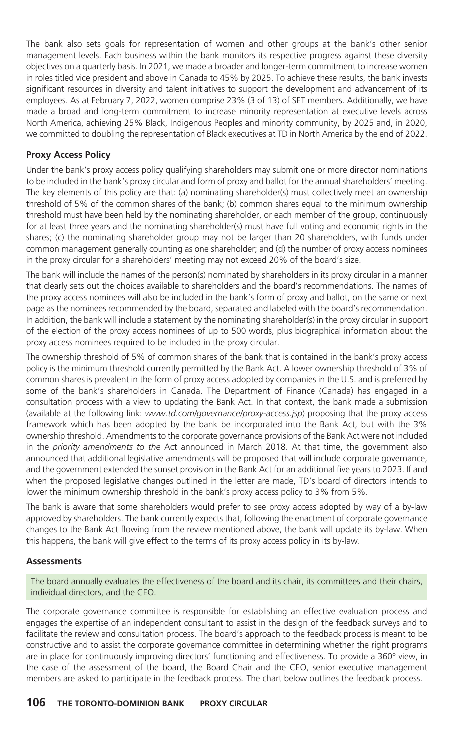The bank also sets goals for representation of women and other groups at the bank's other senior management levels. Each business within the bank monitors its respective progress against these diversity objectives on a quarterly basis. In 2021, we made a broader and longer-term commitment to increase women in roles titled vice president and above in Canada to 45% by 2025. To achieve these results, the bank invests significant resources in diversity and talent initiatives to support the development and advancement of its employees. As at February 7, 2022, women comprise 23% (3 of 13) of SET members. Additionally, we have made a broad and long-term commitment to increase minority representation at executive levels across North America, achieving 25% Black, Indigenous Peoples and minority community, by 2025 and, in 2020, we committed to doubling the representation of Black executives at TD in North America by the end of 2022.

### Proxy Access Policy

Under the bank's proxy access policy qualifying shareholders may submit one or more director nominations to be included in the bank's proxy circular and form of proxy and ballot for the annual shareholders' meeting. The key elements of this policy are that: (a) nominating shareholder(s) must collectively meet an ownership threshold of 5% of the common shares of the bank; (b) common shares equal to the minimum ownership threshold must have been held by the nominating shareholder, or each member of the group, continuously for at least three years and the nominating shareholder(s) must have full voting and economic rights in the shares; (c) the nominating shareholder group may not be larger than 20 shareholders, with funds under common management generally counting as one shareholder; and (d) the number of proxy access nominees in the proxy circular for a shareholders' meeting may not exceed 20% of the board's size.

The bank will include the names of the person(s) nominated by shareholders in its proxy circular in a manner that clearly sets out the choices available to shareholders and the board's recommendations. The names of the proxy access nominees will also be included in the bank's form of proxy and ballot, on the same or next page as the nominees recommended by the board, separated and labeled with the board's recommendation. In addition, the bank will include a statement by the nominating shareholder(s) in the proxy circular in support of the election of the proxy access nominees of up to 500 words, plus biographical information about the proxy access nominees required to be included in the proxy circular.

The ownership threshold of 5% of common shares of the bank that is contained in the bank's proxy access policy is the minimum threshold currently permitted by the Bank Act. A lower ownership threshold of 3% of common shares is prevalent in the form of proxy access adopted by companies in the U.S. and is preferred by some of the bank's shareholders in Canada. The Department of Finance (Canada) has engaged in a consultation process with a view to updating the Bank Act. In that context, the bank made a submission (available at the following link: *www.td.com/governance/proxy-access.jsp*) proposing that the proxy access framework which has been adopted by the bank be incorporated into the Bank Act, but with the 3% ownership threshold. Amendments to the corporate governance provisions of the Bank Act were not included in the *priority amendments to the* Act announced in March 2018. At that time, the government also announced that additional legislative amendments will be proposed that will include corporate governance, and the government extended the sunset provision in the Bank Act for an additional five years to 2023. If and when the proposed legislative changes outlined in the letter are made, TD's board of directors intends to lower the minimum ownership threshold in the bank's proxy access policy to 3% from 5%.

The bank is aware that some shareholders would prefer to see proxy access adopted by way of a by-law approved by shareholders. The bank currently expects that, following the enactment of corporate governance changes to the Bank Act flowing from the review mentioned above, the bank will update its by-law. When this happens, the bank will give effect to the terms of its proxy access policy in its by-law.

### Assessments

The board annually evaluates the effectiveness of the board and its chair, its committees and their chairs, individual directors, and the CEO.

The corporate governance committee is responsible for establishing an effective evaluation process and engages the expertise of an independent consultant to assist in the design of the feedback surveys and to facilitate the review and consultation process. The board's approach to the feedback process is meant to be constructive and to assist the corporate governance committee in determining whether the right programs are in place for continuously improving directors' functioning and effectiveness. To provide a 360° view, in the case of the assessment of the board, the Board Chair and the CEO, senior executive management members are asked to participate in the feedback process. The chart below outlines the feedback process.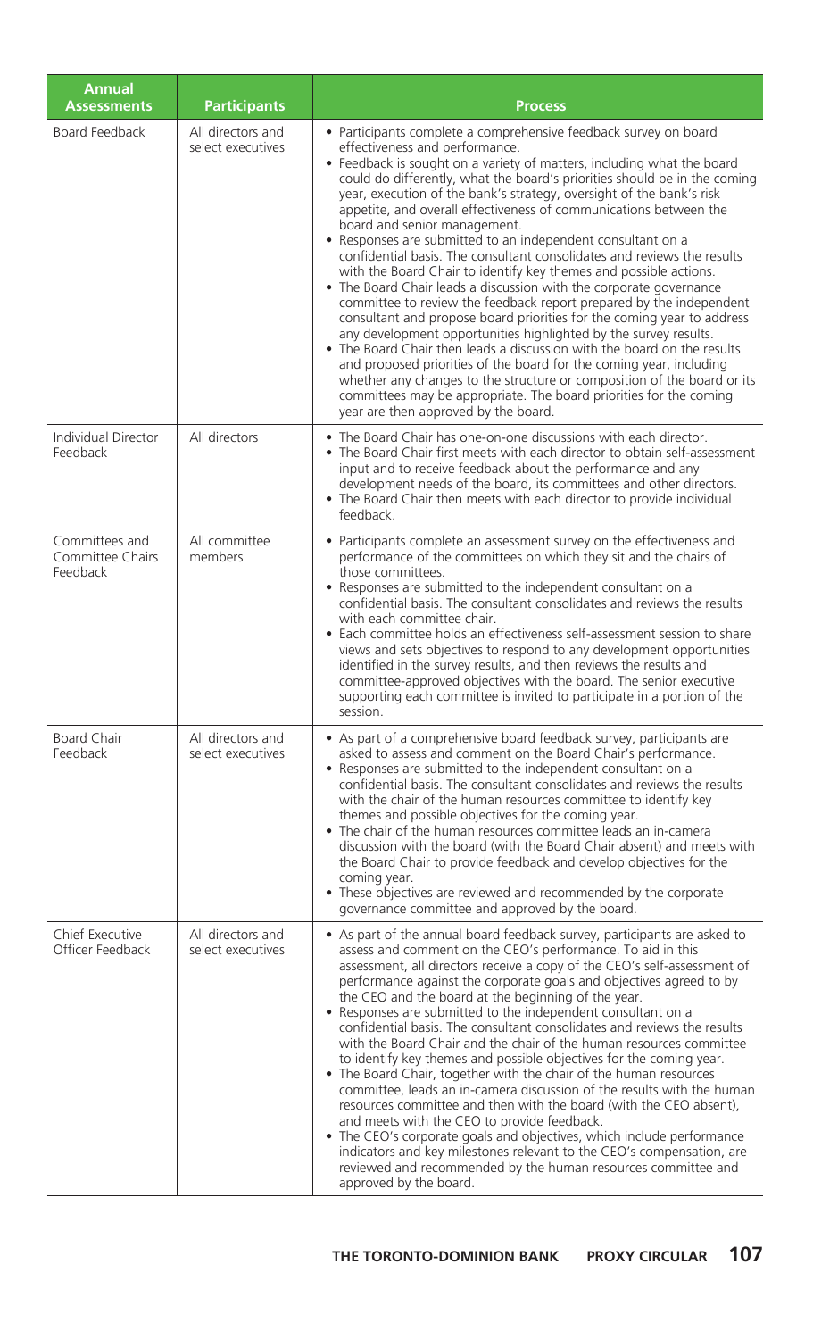| Annual Assessments | Participants | Process |
| --- | --- | --- |
| Board Feedback | All directors and select executives | • Participants complete a comprehensive feedback survey on board effectiveness and performance.<br>• Feedback is sought on a variety of matters, including what the board could do differently, what the board's priorities should be in the coming year, execution of the bank's strategy, oversight of the bank's risk appetite, and overall effectiveness of communications between the board and senior management.<br>• Responses are submitted to an independent consultant on a confidential basis. The consultant consolidates and reviews the results with the Board Chair to identify key themes and possible actions.<br>• The Board Chair leads a discussion with the corporate governance committee to review the feedback report prepared by the independent consultant and propose board priorities for the coming year to address any development opportunities highlighted by the survey results.<br>• The Board Chair then leads a discussion with the board on the results and proposed priorities of the board for the coming year, including whether any changes to the structure or composition of the board or its committees may be appropriate. The board priorities for the coming year are then approved by the board. |
| Individual Director Feedback | All directors | • The Board Chair has one-on-one discussions with each director.<br>• The Board Chair first meets with each director to obtain self-assessment input and to receive feedback about the performance and any development needs of the board, its committees and other directors.<br>• The Board Chair then meets with each director to provide individual feedback. |
| Committees and Committee Chairs Feedback | All committee members | • Participants complete an assessment survey on the effectiveness and performance of the committees on which they sit and the chairs of those committees.<br>• Responses are submitted to the independent consultant on a confidential basis. The consultant consolidates and reviews the results with each committee chair.<br>• Each committee holds an effectiveness self-assessment session to share views and sets objectives to respond to any development opportunities identified in the survey results, and then reviews the results and committee-approved objectives with the board. The senior executive supporting each committee is invited to participate in a portion of the session. |
| Board Chair Feedback | All directors and select executives | • As part of a comprehensive board feedback survey, participants are asked to assess and comment on the Board Chair's performance.<br>• Responses are submitted to the independent consultant on a confidential basis. The consultant consolidates and reviews the results with the chair of the human resources committee to identify key themes and possible objectives for the coming year.<br>• The chair of the human resources committee leads an in-camera discussion with the board (with the Board Chair absent) and meets with the Board Chair to provide feedback and develop objectives for the coming year.<br>• These objectives are reviewed and recommended by the corporate governance committee and approved by the board. |
| Chief Executive Officer Feedback | All directors and select executives | • As part of the annual board feedback survey, participants are asked to assess and comment on the CEO's performance. To aid in this assessment, all directors receive a copy of the CEO's self-assessment of performance against the corporate goals and objectives agreed to by the CEO and the board at the beginning of the year.<br>• Responses are submitted to the independent consultant on a confidential basis. The consultant consolidates and reviews the results with the Board Chair and the chair of the human resources committee to identify key themes and possible objectives for the coming year.<br>• The Board Chair, together with the chair of the human resources committee, leads an in-camera discussion of the results with the human resources committee and then with the board (with the CEO absent), and meets with the CEO to provide feedback.<br>• The CEO's corporate goals and objectives, which include performance indicators and key milestones relevant to the CEO's compensation, are reviewed and recommended by the human resources committee and approved by the board. |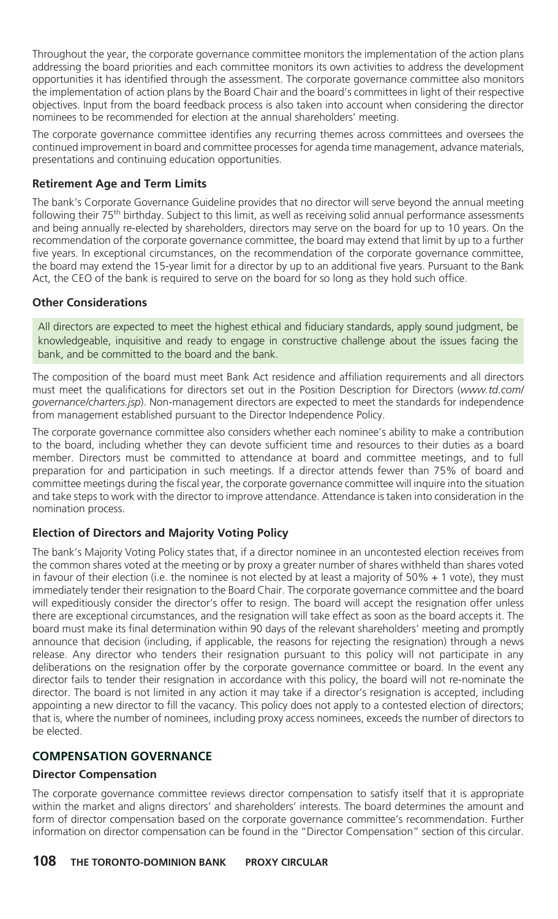Throughout the year, the corporate governance committee monitors the implementation of the action plans addressing the board priorities and each committee monitors its own activities to address the development opportunities it has identified through the assessment. The corporate governance committee also monitors the implementation of action plans by the Board Chair and the board's committees in light of their respective objectives. Input from the board feedback process is also taken into account when considering the director nominees to be recommended for election at the annual shareholders' meeting.

The corporate governance committee identifies any recurring themes across committees and oversees the continued improvement in board and committee processes for agenda time management, advance materials, presentations and continuing education opportunities.

### Retirement Age and Term Limits

The bank's Corporate Governance Guideline provides that no director will serve beyond the annual meeting following their 75th birthday. Subject to this limit, as well as receiving solid annual performance assessments and being annually re-elected by shareholders, directors may serve on the board for up to 10 years. On the recommendation of the corporate governance committee, the board may extend that limit by up to a further five years. In exceptional circumstances, on the recommendation of the corporate governance committee, the board may extend the 15-year limit for a director by up to an additional five years. Pursuant to the Bank Act, the CEO of the bank is required to serve on the board for so long as they hold such office.

### Other Considerations

All directors are expected to meet the highest ethical and fiduciary standards, apply sound judgment, be knowledgeable, inquisitive and ready to engage in constructive challenge about the issues facing the bank, and be committed to the board and the bank.

The composition of the board must meet Bank Act residence and affiliation requirements and all directors must meet the qualifications for directors set out in the Position Description for Directors (*www.td.com/governance/charters.jsp*). Non-management directors are expected to meet the standards for independence from management established pursuant to the Director Independence Policy.

The corporate governance committee also considers whether each nominee's ability to make a contribution to the board, including whether they can devote sufficient time and resources to their duties as a board member. Directors must be committed to attendance at board and committee meetings, and to full preparation for and participation in such meetings. If a director attends fewer than 75% of board and committee meetings during the fiscal year, the corporate governance committee will inquire into the situation and take steps to work with the director to improve attendance. Attendance is taken into consideration in the nomination process.

### Election of Directors and Majority Voting Policy

The bank's Majority Voting Policy states that, if a director nominee in an uncontested election receives from the common shares voted at the meeting or by proxy a greater number of shares withheld than shares voted in favour of their election (i.e. the nominee is not elected by at least a majority of 50% + 1 vote), they must immediately tender their resignation to the Board Chair. The corporate governance committee and the board will expeditiously consider the director's offer to resign. The board will accept the resignation offer unless there are exceptional circumstances, and the resignation will take effect as soon as the board accepts it. The board must make its final determination within 90 days of the relevant shareholders' meeting and promptly announce that decision (including, if applicable, the reasons for rejecting the resignation) through a news release. Any director who tenders their resignation pursuant to this policy will not participate in any deliberations on the resignation offer by the corporate governance committee or board. In the event any director fails to tender their resignation in accordance with this policy, the board will not re-nominate the director. The board is not limited in any action it may take if a director's resignation is accepted, including appointing a new director to fill the vacancy. This policy does not apply to a contested election of directors; that is, where the number of nominees, including proxy access nominees, exceeds the number of directors to be elected.

## COMPENSATION GOVERNANCE

### Director Compensation

The corporate governance committee reviews director compensation to satisfy itself that it is appropriate within the market and aligns directors' and shareholders' interests. The board determines the amount and form of director compensation based on the corporate governance committee's recommendation. Further information on director compensation can be found in the "Director Compensation" section of this circular.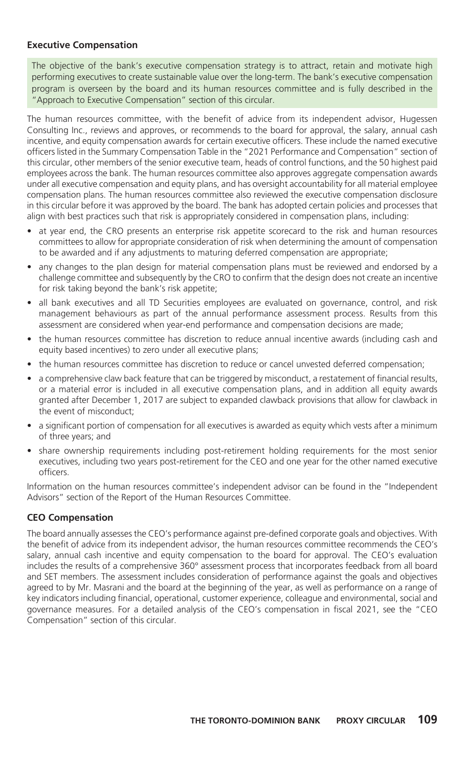## Executive Compensation

The objective of the bank's executive compensation strategy is to attract, retain and motivate high performing executives to create sustainable value over the long-term. The bank's executive compensation program is overseen by the board and its human resources committee and is fully described in the "Approach to Executive Compensation" section of this circular.

The human resources committee, with the benefit of advice from its independent advisor, Hugessen Consulting Inc., reviews and approves, or recommends to the board for approval, the salary, annual cash incentive, and equity compensation awards for certain executive officers. These include the named executive officers listed in the Summary Compensation Table in the "2021 Performance and Compensation" section of this circular, other members of the senior executive team, heads of control functions, and the 50 highest paid employees across the bank. The human resources committee also approves aggregate compensation awards under all executive compensation and equity plans, and has oversight accountability for all material employee compensation plans. The human resources committee also reviewed the executive compensation disclosure in this circular before it was approved by the board. The bank has adopted certain policies and processes that align with best practices such that risk is appropriately considered in compensation plans, including:

- at year end, the CRO presents an enterprise risk appetite scorecard to the risk and human resources committees to allow for appropriate consideration of risk when determining the amount of compensation to be awarded and if any adjustments to maturing deferred compensation are appropriate;
- any changes to the plan design for material compensation plans must be reviewed and endorsed by a challenge committee and subsequently by the CRO to confirm that the design does not create an incentive for risk taking beyond the bank's risk appetite;
- all bank executives and all TD Securities employees are evaluated on governance, control, and risk management behaviours as part of the annual performance assessment process. Results from this assessment are considered when year-end performance and compensation decisions are made;
- the human resources committee has discretion to reduce annual incentive awards (including cash and equity based incentives) to zero under all executive plans;
- the human resources committee has discretion to reduce or cancel unvested deferred compensation;
- a comprehensive claw back feature that can be triggered by misconduct, a restatement of financial results, or a material error is included in all executive compensation plans, and in addition all equity awards granted after December 1, 2017 are subject to expanded clawback provisions that allow for clawback in the event of misconduct;
- a significant portion of compensation for all executives is awarded as equity which vests after a minimum of three years; and
- share ownership requirements including post-retirement holding requirements for the most senior executives, including two years post-retirement for the CEO and one year for the other named executive officers.

Information on the human resources committee's independent advisor can be found in the "Independent Advisors" section of the Report of the Human Resources Committee.

## CEO Compensation

The board annually assesses the CEO's performance against pre-defined corporate goals and objectives. With the benefit of advice from its independent advisor, the human resources committee recommends the CEO's salary, annual cash incentive and equity compensation to the board for approval. The CEO's evaluation includes the results of a comprehensive 360° assessment process that incorporates feedback from all board and SET members. The assessment includes consideration of performance against the goals and objectives agreed to by Mr. Masrani and the board at the beginning of the year, as well as performance on a range of key indicators including financial, operational, customer experience, colleague and environmental, social and governance measures. For a detailed analysis of the CEO's compensation in fiscal 2021, see the "CEO Compensation" section of this circular.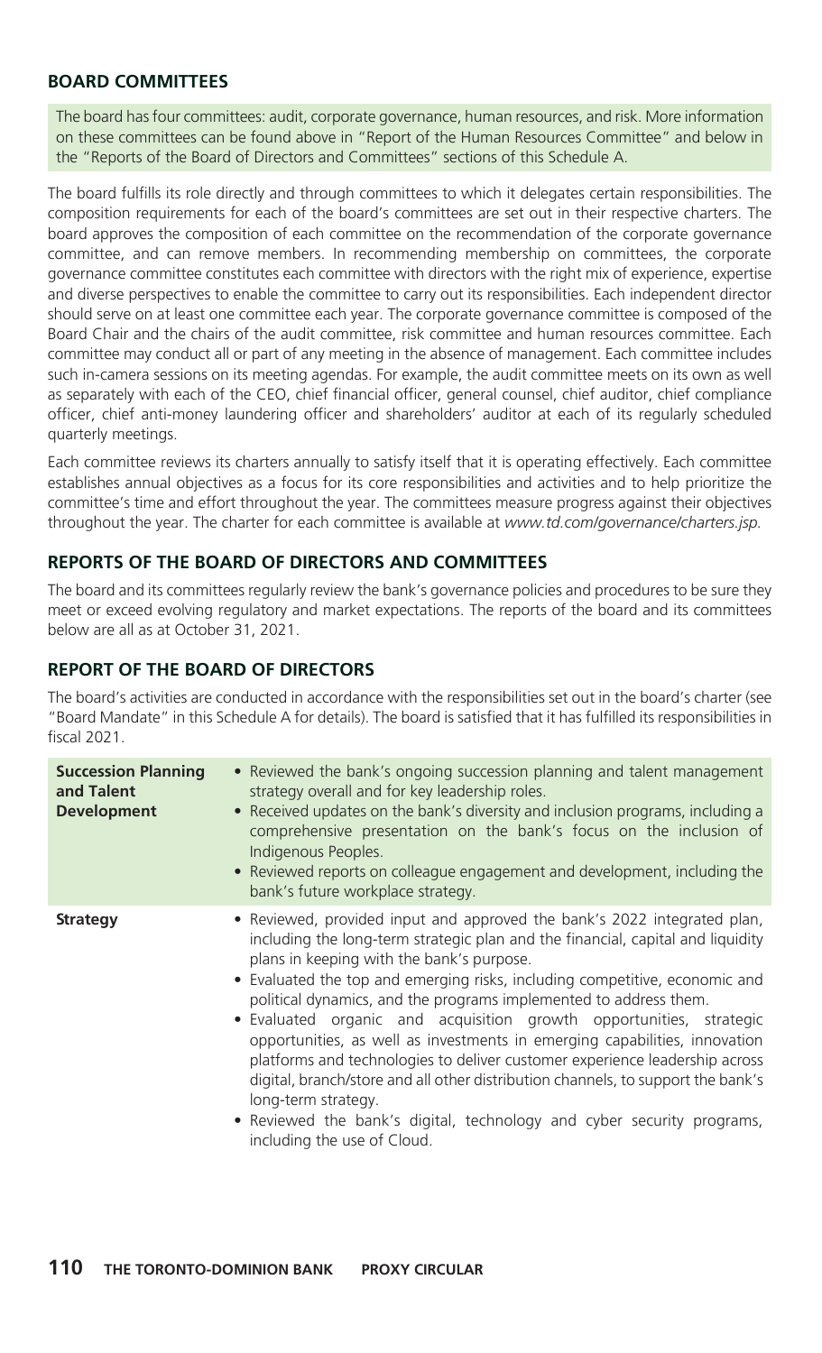## BOARD COMMITTEES

The board has four committees: audit, corporate governance, human resources, and risk. More information on these committees can be found above in "Report of the Human Resources Committee" and below in the "Reports of the Board of Directors and Committees" sections of this Schedule A.

The board fulfills its role directly and through committees to which it delegates certain responsibilities. The composition requirements for each of the board's committees are set out in their respective charters. The board approves the composition of each committee on the recommendation of the corporate governance committee, and can remove members. In recommending membership on committees, the corporate governance committee constitutes each committee with directors with the right mix of experience, expertise and diverse perspectives to enable the committee to carry out its responsibilities. Each independent director should serve on at least one committee each year. The corporate governance committee is composed of the Board Chair and the chairs of the audit committee, risk committee and human resources committee. Each committee may conduct all or part of any meeting in the absence of management. Each committee includes such in-camera sessions on its meeting agendas. For example, the audit committee meets on its own as well as separately with each of the CEO, chief financial officer, general counsel, chief auditor, chief compliance officer, chief anti-money laundering officer and shareholders' auditor at each of its regularly scheduled quarterly meetings.

Each committee reviews its charters annually to satisfy itself that it is operating effectively. Each committee establishes annual objectives as a focus for its core responsibilities and activities and to help prioritize the committee's time and effort throughout the year. The committees measure progress against their objectives throughout the year. The charter for each committee is available at *www.td.com/governance/charters.jsp*.

## REPORTS OF THE BOARD OF DIRECTORS AND COMMITTEES

The board and its committees regularly review the bank's governance policies and procedures to be sure they meet or exceed evolving regulatory and market expectations. The reports of the board and its committees below are all as at October 31, 2021.

## REPORT OF THE BOARD OF DIRECTORS

The board's activities are conducted in accordance with the responsibilities set out in the board's charter (see "Board Mandate" in this Schedule A for details). The board is satisfied that it has fulfilled its responsibilities in fiscal 2021.

| | |
|---|---|
| **Succession Planning and Talent Development** | • Reviewed the bank's ongoing succession planning and talent management strategy overall and for key leadership roles.<br>• Received updates on the bank's diversity and inclusion programs, including a comprehensive presentation on the bank's focus on the inclusion of Indigenous Peoples.<br>• Reviewed reports on colleague engagement and development, including the bank's future workplace strategy. |
| **Strategy** | • Reviewed, provided input and approved the bank's 2022 integrated plan, including the long-term strategic plan and the financial, capital and liquidity plans in keeping with the bank's purpose.<br>• Evaluated the top and emerging risks, including competitive, economic and political dynamics, and the programs implemented to address them.<br>• Evaluated organic and acquisition growth opportunities, strategic opportunities, as well as investments in emerging capabilities, innovation platforms and technologies to deliver customer experience leadership across digital, branch/store and all other distribution channels, to support the bank's long-term strategy.<br>• Reviewed the bank's digital, technology and cyber security programs, including the use of Cloud. |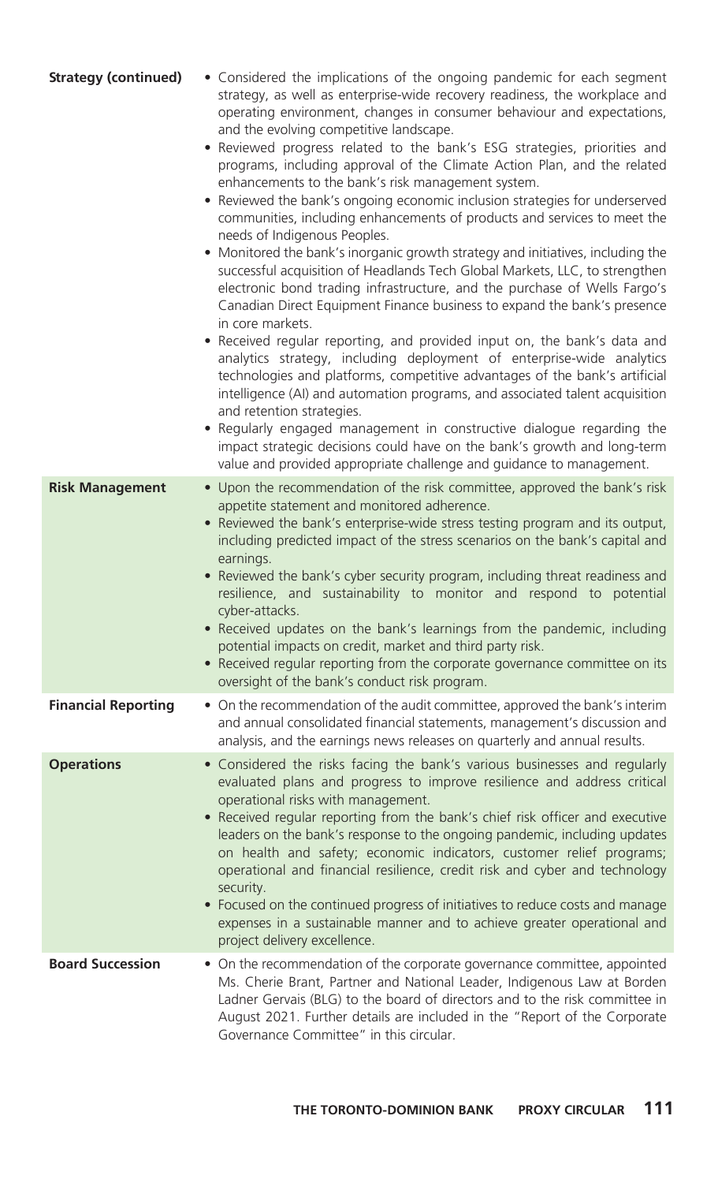| | |
|---|---|
| **Strategy (continued)** | • Considered the implications of the ongoing pandemic for each segment strategy, as well as enterprise-wide recovery readiness, the workplace and operating environment, changes in consumer behaviour and expectations, and the evolving competitive landscape.<br>• Reviewed progress related to the bank's ESG strategies, priorities and programs, including approval of the Climate Action Plan, and the related enhancements to the bank's risk management system.<br>• Reviewed the bank's ongoing economic inclusion strategies for underserved communities, including enhancements of products and services to meet the needs of Indigenous Peoples.<br>• Monitored the bank's inorganic growth strategy and initiatives, including the successful acquisition of Headlands Tech Global Markets, LLC, to strengthen electronic bond trading infrastructure, and the purchase of Wells Fargo's Canadian Direct Equipment Finance business to expand the bank's presence in core markets.<br>• Received regular reporting, and provided input on, the bank's data and analytics strategy, including deployment of enterprise-wide analytics technologies and platforms, competitive advantages of the bank's artificial intelligence (AI) and automation programs, and associated talent acquisition and retention strategies.<br>• Regularly engaged management in constructive dialogue regarding the impact strategic decisions could have on the bank's growth and long-term value and provided appropriate challenge and guidance to management. |
| **Risk Management** | • Upon the recommendation of the risk committee, approved the bank's risk appetite statement and monitored adherence.<br>• Reviewed the bank's enterprise-wide stress testing program and its output, including predicted impact of the stress scenarios on the bank's capital and earnings.<br>• Reviewed the bank's cyber security program, including threat readiness and resilience, and sustainability to monitor and respond to potential cyber-attacks.<br>• Received updates on the bank's learnings from the pandemic, including potential impacts on credit, market and third party risk.<br>• Received regular reporting from the corporate governance committee on its oversight of the bank's conduct risk program. |
| **Financial Reporting** | • On the recommendation of the audit committee, approved the bank's interim and annual consolidated financial statements, management's discussion and analysis, and the earnings news releases on quarterly and annual results. |
| **Operations** | • Considered the risks facing the bank's various businesses and regularly evaluated plans and progress to improve resilience and address critical operational risks with management.<br>• Received regular reporting from the bank's chief risk officer and executive leaders on the bank's response to the ongoing pandemic, including updates on health and safety; economic indicators, customer relief programs; operational and financial resilience, credit risk and cyber and technology security.<br>• Focused on the continued progress of initiatives to reduce costs and manage expenses in a sustainable manner and to achieve greater operational and project delivery excellence. |
| **Board Succession** | • On the recommendation of the corporate governance committee, appointed Ms. Cherie Brant, Partner and National Leader, Indigenous Law at Borden Ladner Gervais (BLG) to the board of directors and to the risk committee in August 2021. Further details are included in the "Report of the Corporate Governance Committee" in this circular. |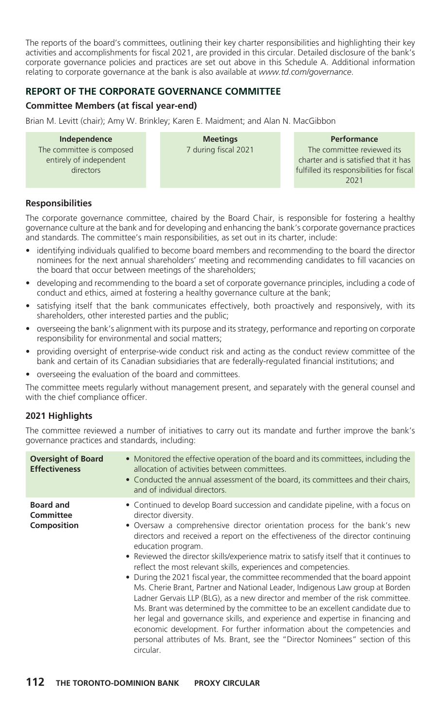The reports of the board's committees, outlining their key charter responsibilities and highlighting their key activities and accomplishments for fiscal 2021, are provided in this circular. Detailed disclosure of the bank's corporate governance policies and practices are set out above in this Schedule A. Additional information relating to corporate governance at the bank is also available at *www.td.com/governance*.

## REPORT OF THE CORPORATE GOVERNANCE COMMITTEE

### Committee Members (at fiscal year-end)

Brian M. Levitt (chair); Amy W. Brinkley; Karen E. Maidment; and Alan N. MacGibbon

| Independence | Meetings | Performance |
| --- | --- | --- |
| The committee is composed entirely of independent directors | 7 during fiscal 2021 | The committee reviewed its charter and is satisfied that it has fulfilled its responsibilities for fiscal 2021 |

### Responsibilities

The corporate governance committee, chaired by the Board Chair, is responsible for fostering a healthy governance culture at the bank and for developing and enhancing the bank's corporate governance practices and standards. The committee's main responsibilities, as set out in its charter, include:

- identifying individuals qualified to become board members and recommending to the board the director nominees for the next annual shareholders' meeting and recommending candidates to fill vacancies on the board that occur between meetings of the shareholders;
- developing and recommending to the board a set of corporate governance principles, including a code of conduct and ethics, aimed at fostering a healthy governance culture at the bank;
- satisfying itself that the bank communicates effectively, both proactively and responsively, with its shareholders, other interested parties and the public;
- overseeing the bank's alignment with its purpose and its strategy, performance and reporting on corporate responsibility for environmental and social matters;
- providing oversight of enterprise-wide conduct risk and acting as the conduct review committee of the bank and certain of its Canadian subsidiaries that are federally-regulated financial institutions; and
- overseeing the evaluation of the board and committees.

The committee meets regularly without management present, and separately with the general counsel and with the chief compliance officer.

### 2021 Highlights

The committee reviewed a number of initiatives to carry out its mandate and further improve the bank's governance practices and standards, including:

| | |
| --- | --- |
| **Oversight of Board Effectiveness** | • Monitored the effective operation of the board and its committees, including the allocation of activities between committees.<br>• Conducted the annual assessment of the board, its committees and their chairs, and of individual directors. |
| **Board and Committee Composition** | • Continued to develop Board succession and candidate pipeline, with a focus on director diversity.<br>• Oversaw a comprehensive director orientation process for the bank's new directors and received a report on the effectiveness of the director continuing education program.<br>• Reviewed the director skills/experience matrix to satisfy itself that it continues to reflect the most relevant skills, experiences and competencies.<br>• During the 2021 fiscal year, the committee recommended that the board appoint Ms. Cherie Brant, Partner and National Leader, Indigenous Law group at Borden Ladner Gervais LLP (BLG), as a new director and member of the risk committee. Ms. Brant was determined by the committee to be an excellent candidate due to her legal and governance skills, and experience and expertise in financing and economic development. For further information about the competencies and personal attributes of Ms. Brant, see the "Director Nominees" section of this circular. |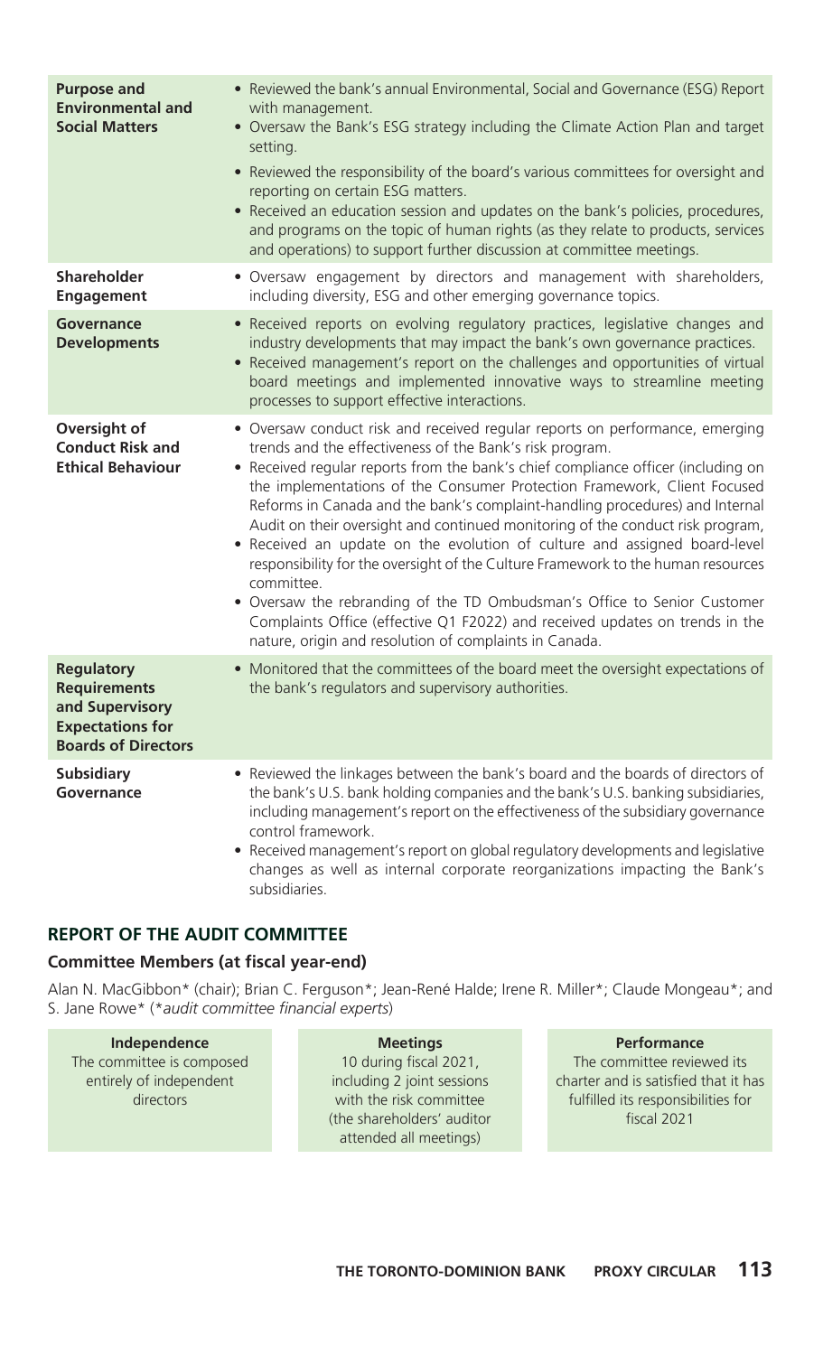| | |
|---|---|
| **Purpose and Environmental and Social Matters** | • Reviewed the bank's annual Environmental, Social and Governance (ESG) Report with management.<br>• Oversaw the Bank's ESG strategy including the Climate Action Plan and target setting.<br>• Reviewed the responsibility of the board's various committees for oversight and reporting on certain ESG matters.<br>• Received an education session and updates on the bank's policies, procedures, and programs on the topic of human rights (as they relate to products, services and operations) to support further discussion at committee meetings. |
| **Shareholder Engagement** | • Oversaw engagement by directors and management with shareholders, including diversity, ESG and other emerging governance topics. |
| **Governance Developments** | • Received reports on evolving regulatory practices, legislative changes and industry developments that may impact the bank's own governance practices.<br>• Received management's report on the challenges and opportunities of virtual board meetings and implemented innovative ways to streamline meeting processes to support effective interactions. |
| **Oversight of Conduct Risk and Ethical Behaviour** | • Oversaw conduct risk and received regular reports on performance, emerging trends and the effectiveness of the Bank's risk program.<br>• Received regular reports from the bank's chief compliance officer (including on the implementations of the Consumer Protection Framework, Client Focused Reforms in Canada and the bank's complaint-handling procedures) and Internal Audit on their oversight and continued monitoring of the conduct risk program,<br>• Received an update on the evolution of culture and assigned board-level responsibility for the oversight of the Culture Framework to the human resources committee.<br>• Oversaw the rebranding of the TD Ombudsman's Office to Senior Customer Complaints Office (effective Q1 F2022) and received updates on trends in the nature, origin and resolution of complaints in Canada. |
| **Regulatory Requirements and Supervisory Expectations for Boards of Directors** | • Monitored that the committees of the board meet the oversight expectations of the bank's regulators and supervisory authorities. |
| **Subsidiary Governance** | • Reviewed the linkages between the bank's board and the boards of directors of the bank's U.S. bank holding companies and the bank's U.S. banking subsidiaries, including management's report on the effectiveness of the subsidiary governance control framework.<br>• Received management's report on global regulatory developments and legislative changes as well as internal corporate reorganizations impacting the Bank's subsidiaries. |

## REPORT OF THE AUDIT COMMITTEE

### Committee Members (at fiscal year-end)

Alan N. MacGibbon* (chair); Brian C. Ferguson*; Jean-René Halde; Irene R. Miller*; Claude Mongeau*; and S. Jane Rowe* (*audit committee financial experts*)

| Independence | Meetings | Performance |
|---|---|---|
| The committee is composed entirely of independent directors | 10 during fiscal 2021, including 2 joint sessions with the risk committee (the shareholders' auditor attended all meetings) | The committee reviewed its charter and is satisfied that it has fulfilled its responsibilities for fiscal 2021 |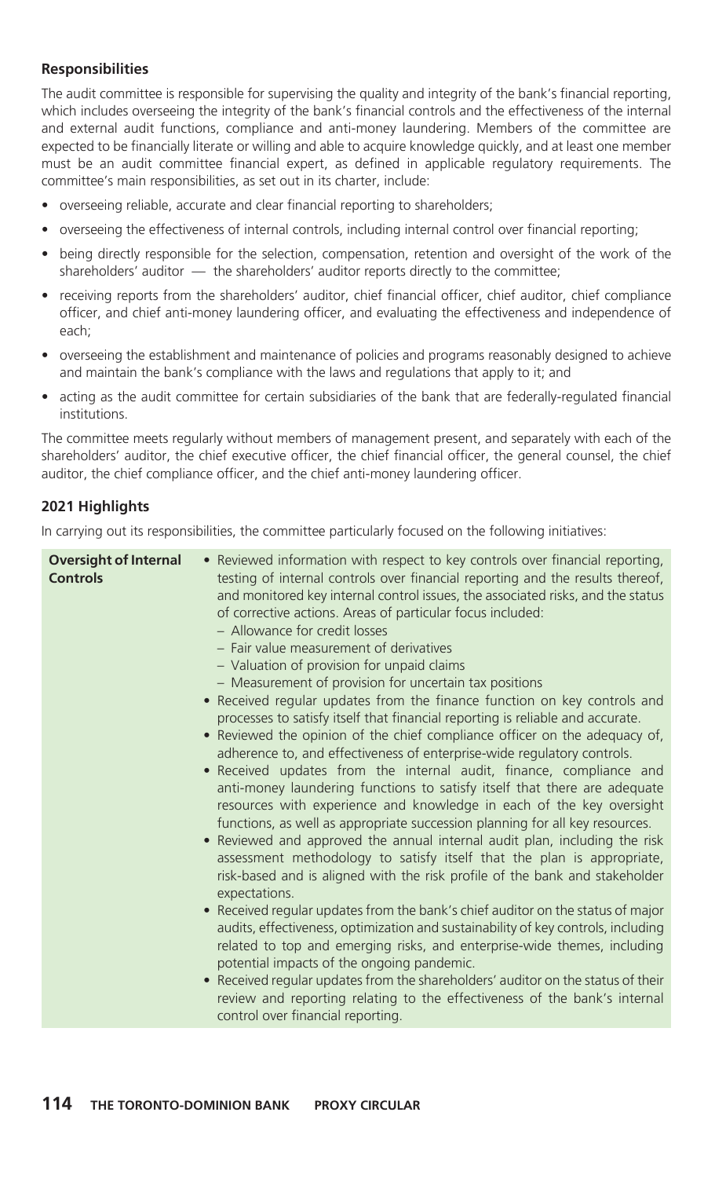### Responsibilities

The audit committee is responsible for supervising the quality and integrity of the bank's financial reporting, which includes overseeing the integrity of the bank's financial controls and the effectiveness of the internal and external audit functions, compliance and anti-money laundering. Members of the committee are expected to be financially literate or willing and able to acquire knowledge quickly, and at least one member must be an audit committee financial expert, as defined in applicable regulatory requirements. The committee's main responsibilities, as set out in its charter, include:

- overseeing reliable, accurate and clear financial reporting to shareholders;
- overseeing the effectiveness of internal controls, including internal control over financial reporting;
- being directly responsible for the selection, compensation, retention and oversight of the work of the shareholders' auditor — the shareholders' auditor reports directly to the committee;
- receiving reports from the shareholders' auditor, chief financial officer, chief auditor, chief compliance officer, and chief anti-money laundering officer, and evaluating the effectiveness and independence of each;
- overseeing the establishment and maintenance of policies and programs reasonably designed to achieve and maintain the bank's compliance with the laws and regulations that apply to it; and
- acting as the audit committee for certain subsidiaries of the bank that are federally-regulated financial institutions.

The committee meets regularly without members of management present, and separately with each of the shareholders' auditor, the chief executive officer, the chief financial officer, the general counsel, the chief auditor, the chief compliance officer, and the chief anti-money laundering officer.

### 2021 Highlights

In carrying out its responsibilities, the committee particularly focused on the following initiatives:

| | |
|---|---|
| **Oversight of Internal Controls** | • Reviewed information with respect to key controls over financial reporting, testing of internal controls over financial reporting and the results thereof, and monitored key internal control issues, the associated risks, and the status of corrective actions. Areas of particular focus included:<br>– Allowance for credit losses<br>– Fair value measurement of derivatives<br>– Valuation of provision for unpaid claims<br>– Measurement of provision for uncertain tax positions<br>• Received regular updates from the finance function on key controls and processes to satisfy itself that financial reporting is reliable and accurate.<br>• Reviewed the opinion of the chief compliance officer on the adequacy of, adherence to, and effectiveness of enterprise-wide regulatory controls.<br>• Received updates from the internal audit, finance, compliance and anti-money laundering functions to satisfy itself that there are adequate resources with experience and knowledge in each of the key oversight functions, as well as appropriate succession planning for all key resources.<br>• Reviewed and approved the annual internal audit plan, including the risk assessment methodology to satisfy itself that the plan is appropriate, risk-based and is aligned with the risk profile of the bank and stakeholder expectations.<br>• Received regular updates from the bank's chief auditor on the status of major audits, effectiveness, optimization and sustainability of key controls, including related to top and emerging risks, and enterprise-wide themes, including potential impacts of the ongoing pandemic.<br>• Received regular updates from the shareholders' auditor on the status of their review and reporting relating to the effectiveness of the bank's internal control over financial reporting. |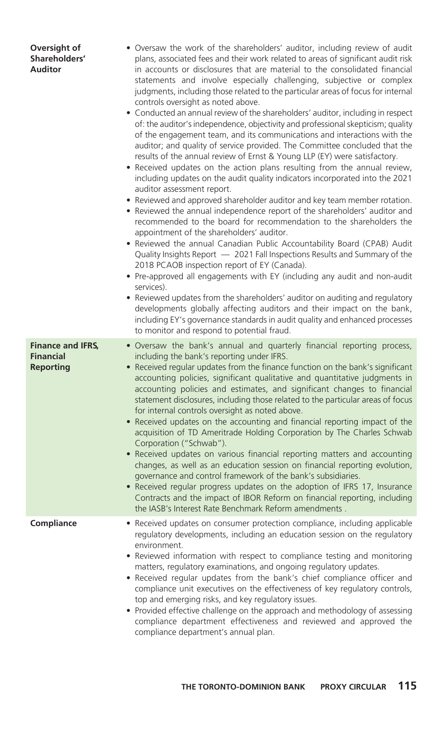| | |
|---|---|
| **Oversight of Shareholders' Auditor** | • Oversaw the work of the shareholders' auditor, including review of audit plans, associated fees and their work related to areas of significant audit risk in accounts or disclosures that are material to the consolidated financial statements and involve especially challenging, subjective or complex judgments, including those related to the particular areas of focus for internal controls oversight as noted above.<br>• Conducted an annual review of the shareholders' auditor, including in respect of: the auditor's independence, objectivity and professional skepticism; quality of the engagement team, and its communications and interactions with the auditor; and quality of service provided. The Committee concluded that the results of the annual review of Ernst & Young LLP (EY) were satisfactory.<br>• Received updates on the action plans resulting from the annual review, including updates on the audit quality indicators incorporated into the 2021 auditor assessment report.<br>• Reviewed and approved shareholder auditor and key team member rotation.<br>• Reviewed the annual independence report of the shareholders' auditor and recommended to the board for recommendation to the shareholders the appointment of the shareholders' auditor.<br>• Reviewed the annual Canadian Public Accountability Board (CPAB) Audit Quality Insights Report — 2021 Fall Inspections Results and Summary of the 2018 PCAOB inspection report of EY (Canada).<br>• Pre-approved all engagements with EY (including any audit and non-audit services).<br>• Reviewed updates from the shareholders' auditor on auditing and regulatory developments globally affecting auditors and their impact on the bank, including EY's governance standards in audit quality and enhanced processes to monitor and respond to potential fraud. |
| **Finance and IFRS, Financial Reporting** | • Oversaw the bank's annual and quarterly financial reporting process, including the bank's reporting under IFRS.<br>• Received regular updates from the finance function on the bank's significant accounting policies, significant qualitative and quantitative judgments in accounting policies and estimates, and significant changes to financial statement disclosures, including those related to the particular areas of focus for internal controls oversight as noted above.<br>• Received updates on the accounting and financial reporting impact of the acquisition of TD Ameritrade Holding Corporation by The Charles Schwab Corporation ("Schwab").<br>• Received updates on various financial reporting matters and accounting changes, as well as an education session on financial reporting evolution, governance and control framework of the bank's subsidiaries.<br>• Received regular progress updates on the adoption of IFRS 17, Insurance Contracts and the impact of IBOR Reform on financial reporting, including the IASB's Interest Rate Benchmark Reform amendments . |
| **Compliance** | • Received updates on consumer protection compliance, including applicable regulatory developments, including an education session on the regulatory environment.<br>• Reviewed information with respect to compliance testing and monitoring matters, regulatory examinations, and ongoing regulatory updates.<br>• Received regular updates from the bank's chief compliance officer and compliance unit executives on the effectiveness of key regulatory controls, top and emerging risks, and key regulatory issues.<br>• Provided effective challenge on the approach and methodology of assessing compliance department effectiveness and reviewed and approved the compliance department's annual plan. |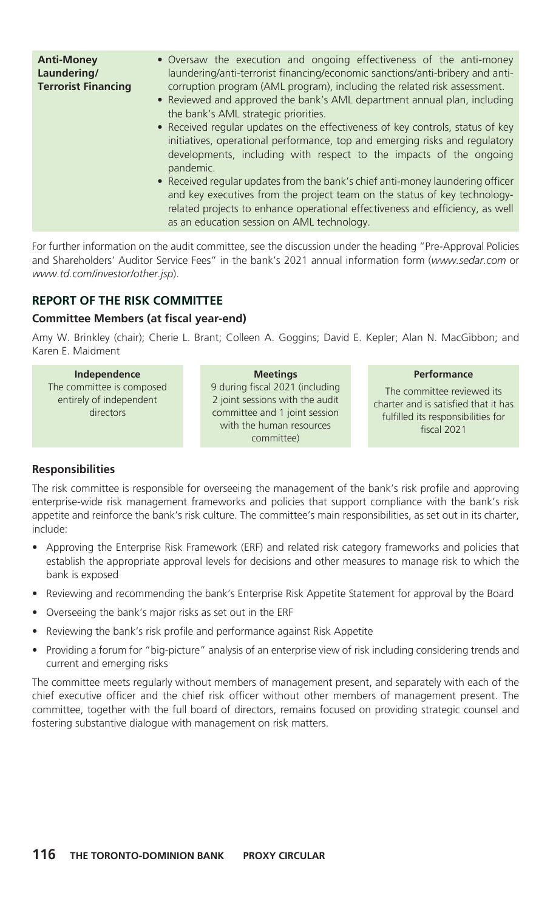| Anti-Money Laundering/ Terrorist Financing | • Oversaw the execution and ongoing effectiveness of the anti-money laundering/anti-terrorist financing/economic sanctions/anti-bribery and anti-corruption program (AML program), including the related risk assessment.<br>• Reviewed and approved the bank's AML department annual plan, including the bank's AML strategic priorities.<br>• Received regular updates on the effectiveness of key controls, status of key initiatives, operational performance, top and emerging risks and regulatory developments, including with respect to the impacts of the ongoing pandemic.<br>• Received regular updates from the bank's chief anti-money laundering officer and key executives from the project team on the status of key technology-related projects to enhance operational effectiveness and efficiency, as well as an education session on AML technology. |
|---|---|

For further information on the audit committee, see the discussion under the heading "Pre-Approval Policies and Shareholders' Auditor Service Fees" in the bank's 2021 annual information form (*www.sedar.com* or *www.td.com/investor/other.jsp*).

## REPORT OF THE RISK COMMITTEE

### Committee Members (at fiscal year-end)

Amy W. Brinkley (chair); Cherie L. Brant; Colleen A. Goggins; David E. Kepler; Alan N. MacGibbon; and Karen E. Maidment

| Independence | Meetings | Performance |
|---|---|---|
| The committee is composed entirely of independent directors | 9 during fiscal 2021 (including 2 joint sessions with the audit committee and 1 joint session with the human resources committee) | The committee reviewed its charter and is satisfied that it has fulfilled its responsibilities for fiscal 2021 |

### Responsibilities

The risk committee is responsible for overseeing the management of the bank's risk profile and approving enterprise-wide risk management frameworks and policies that support compliance with the bank's risk appetite and reinforce the bank's risk culture. The committee's main responsibilities, as set out in its charter, include:

- Approving the Enterprise Risk Framework (ERF) and related risk category frameworks and policies that establish the appropriate approval levels for decisions and other measures to manage risk to which the bank is exposed
- Reviewing and recommending the bank's Enterprise Risk Appetite Statement for approval by the Board
- Overseeing the bank's major risks as set out in the ERF
- Reviewing the bank's risk profile and performance against Risk Appetite
- Providing a forum for "big-picture" analysis of an enterprise view of risk including considering trends and current and emerging risks

The committee meets regularly without members of management present, and separately with each of the chief executive officer and the chief risk officer without other members of management present. The committee, together with the full board of directors, remains focused on providing strategic counsel and fostering substantive dialogue with management on risk matters.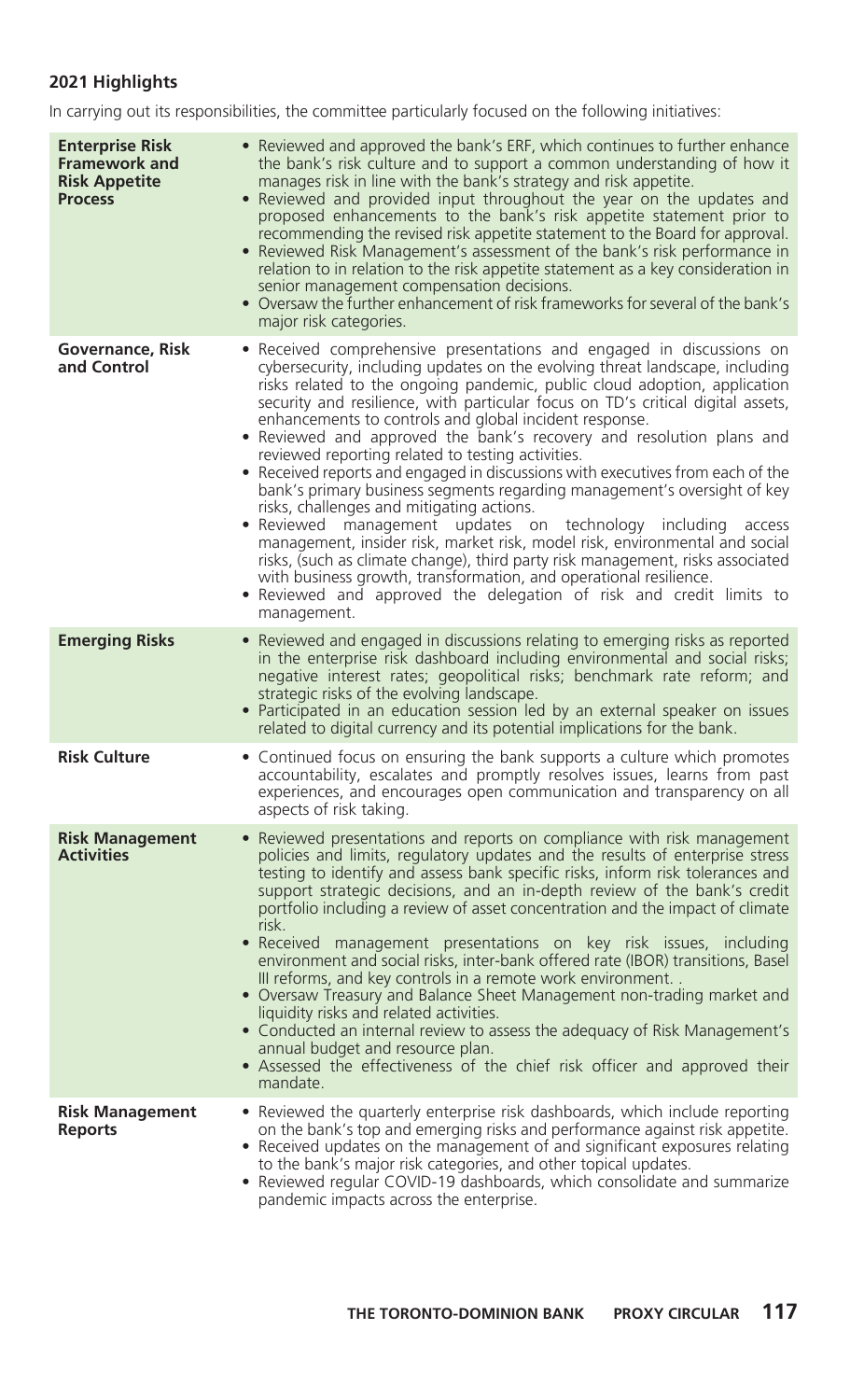### 2021 Highlights

In carrying out its responsibilities, the committee particularly focused on the following initiatives:

| | |
|---|---|
| **Enterprise Risk Framework and Risk Appetite Process** | • Reviewed and approved the bank's ERF, which continues to further enhance the bank's risk culture and to support a common understanding of how it manages risk in line with the bank's strategy and risk appetite.<br>• Reviewed and provided input throughout the year on the updates and proposed enhancements to the bank's risk appetite statement prior to recommending the revised risk appetite statement to the Board for approval.<br>• Reviewed Risk Management's assessment of the bank's risk performance in relation to in relation to the risk appetite statement as a key consideration in senior management compensation decisions.<br>• Oversaw the further enhancement of risk frameworks for several of the bank's major risk categories. |
| **Governance, Risk and Control** | • Received comprehensive presentations and engaged in discussions on cybersecurity, including updates on the evolving threat landscape, including risks related to the ongoing pandemic, public cloud adoption, application security and resilience, with particular focus on TD's critical digital assets, enhancements to controls and global incident response.<br>• Reviewed and approved the bank's recovery and resolution plans and reviewed reporting related to testing activities.<br>• Received reports and engaged in discussions with executives from each of the bank's primary business segments regarding management's oversight of key risks, challenges and mitigating actions.<br>• Reviewed management updates on technology including access management, insider risk, market risk, model risk, environmental and social risks, (such as climate change), third party risk management, risks associated with business growth, transformation, and operational resilience.<br>• Reviewed and approved the delegation of risk and credit limits to management. |
| **Emerging Risks** | • Reviewed and engaged in discussions relating to emerging risks as reported in the enterprise risk dashboard including environmental and social risks; negative interest rates; geopolitical risks; benchmark rate reform; and strategic risks of the evolving landscape.<br>• Participated in an education session led by an external speaker on issues related to digital currency and its potential implications for the bank. |
| **Risk Culture** | • Continued focus on ensuring the bank supports a culture which promotes accountability, escalates and promptly resolves issues, learns from past experiences, and encourages open communication and transparency on all aspects of risk taking. |
| **Risk Management Activities** | • Reviewed presentations and reports on compliance with risk management policies and limits, regulatory updates and the results of enterprise stress testing to identify and assess bank specific risks, inform risk tolerances and support strategic decisions, and an in-depth review of the bank's credit portfolio including a review of asset concentration and the impact of climate risk.<br>• Received management presentations on key risk issues, including environment and social risks, inter-bank offered rate (IBOR) transitions, Basel III reforms, and key controls in a remote work environment. .<br>• Oversaw Treasury and Balance Sheet Management non-trading market and liquidity risks and related activities.<br>• Conducted an internal review to assess the adequacy of Risk Management's annual budget and resource plan.<br>• Assessed the effectiveness of the chief risk officer and approved their mandate. |
| **Risk Management Reports** | • Reviewed the quarterly enterprise risk dashboards, which include reporting on the bank's top and emerging risks and performance against risk appetite.<br>• Received updates on the management of and significant exposures relating to the bank's major risk categories, and other topical updates.<br>• Reviewed regular COVID-19 dashboards, which consolidate and summarize pandemic impacts across the enterprise. |